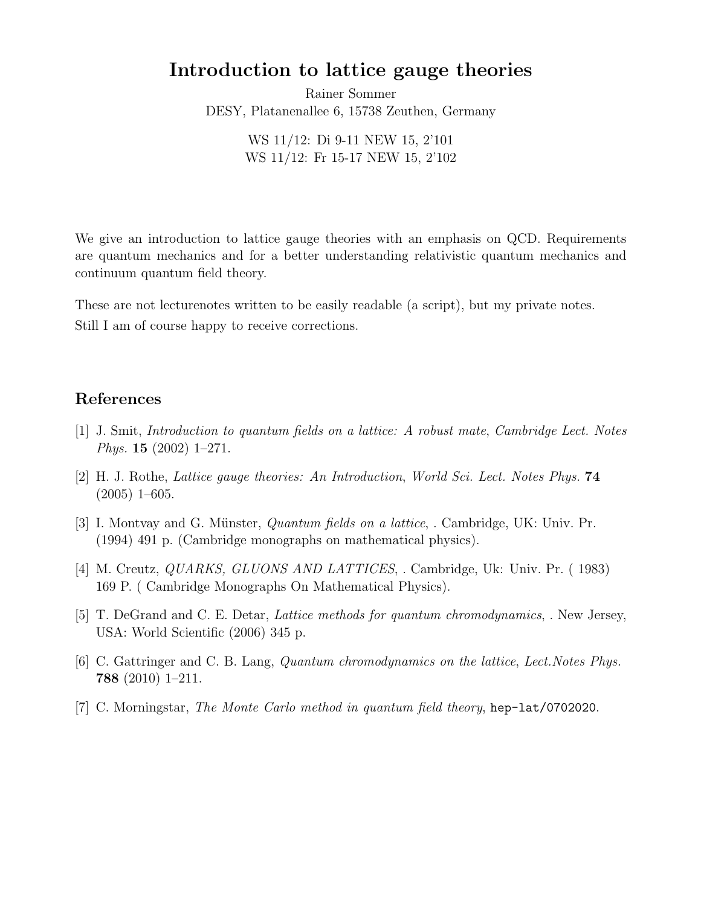# Introduction to lattice gauge theories

Rainer Sommer
DESY, Platanenallee 6, 15738 Zeuthen, Germany

WS 11/12: Di 9-11 NEW 15, 2'101
WS 11/12: Fr 15-17 NEW 15, 2'102

We give an introduction to lattice gauge theories with an emphasis on QCD. Requirements are quantum mechanics and for a better understanding relativistic quantum mechanics and continuum quantum field theory.

These are not lecturenotes written to be easily readable (a script), but my private notes. Still I am of course happy to receive corrections.

## References

[1] J. Smit, *Introduction to quantum fields on a lattice: A robust mate*, *Cambridge Lect. Notes Phys.* **15** (2002) 1–271.

[2] H. J. Rothe, *Lattice gauge theories: An Introduction*, *World Sci. Lect. Notes Phys.* **74** (2005) 1–605.

[3] I. Montvay and G. Münster, *Quantum fields on a lattice*, . Cambridge, UK: Univ. Pr. (1994) 491 p. (Cambridge monographs on mathematical physics).

[4] M. Creutz, *QUARKS, GLUONS AND LATTICES*, . Cambridge, Uk: Univ. Pr. ( 1983) 169 P. ( Cambridge Monographs On Mathematical Physics).

[5] T. DeGrand and C. E. Detar, *Lattice methods for quantum chromodynamics*, . New Jersey, USA: World Scientific (2006) 345 p.

[6] C. Gattringer and C. B. Lang, *Quantum chromodynamics on the lattice*, *Lect.Notes Phys.* **788** (2010) 1–211.

[7] C. Morningstar, *The Monte Carlo method in quantum field theory*, `hep-lat/0702020`.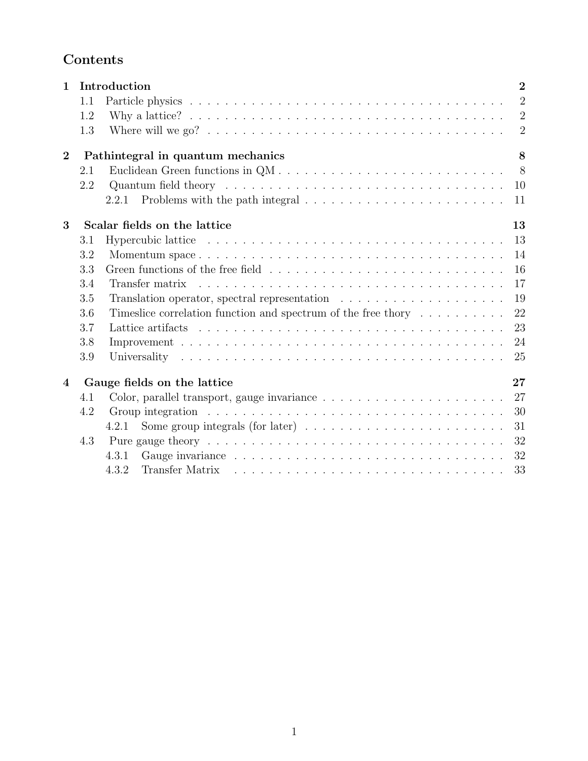# Contents

| | | |
|---|---|---|
| **1** | **Introduction** | **2** |
| 1.1 | Particle physics | 2 |
| 1.2 | Why a lattice? | 2 |
| 1.3 | Where will we go? | 2 |
| **2** | **Pathintegral in quantum mechanics** | **8** |
| 2.1 | Euclidean Green functions in QM | 8 |
| 2.2 | Quantum field theory | 10 |
| 2.2.1 | Problems with the path integral | 11 |
| **3** | **Scalar fields on the lattice** | **13** |
| 3.1 | Hypercubic lattice | 13 |
| 3.2 | Momentum space | 14 |
| 3.3 | Green functions of the free field | 16 |
| 3.4 | Transfer matrix | 17 |
| 3.5 | Translation operator, spectral representation | 19 |
| 3.6 | Timeslice correlation function and spectrum of the free thory | 22 |
| 3.7 | Lattice artifacts | 23 |
| 3.8 | Improvement | 24 |
| 3.9 | Universality | 25 |
| **4** | **Gauge fields on the lattice** | **27** |
| 4.1 | Color, parallel transport, gauge invariance | 27 |
| 4.2 | Group integration | 30 |
| 4.2.1 | Some group integrals (for later) | 31 |
| 4.3 | Pure gauge theory | 32 |
| 4.3.1 | Gauge invariance | 32 |
| 4.3.2 | Transfer Matrix | 33 |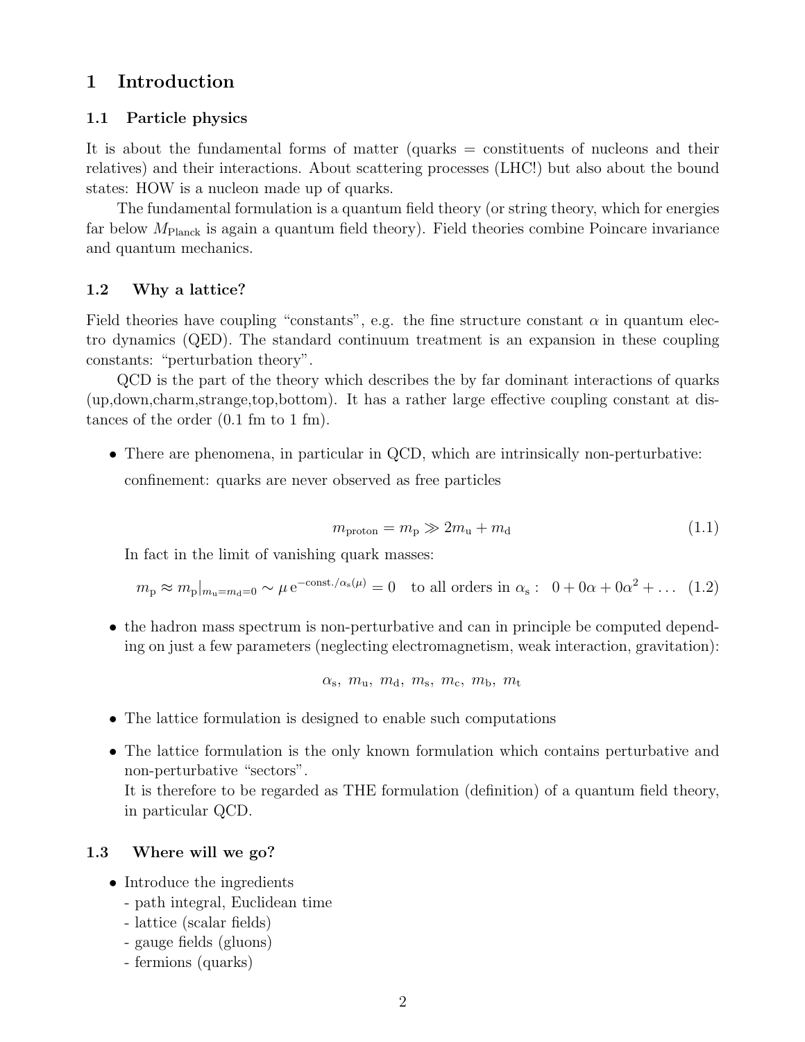# 1 Introduction

## 1.1 Particle physics

It is about the fundamental forms of matter (quarks = constituents of nucleons and their relatives) and their interactions. About scattering processes (LHC!) but also about the bound states: HOW is a nucleon made up of quarks.

The fundamental formulation is a quantum field theory (or string theory, which for energies far below $M_{\rm Planck}$ is again a quantum field theory). Field theories combine Poincare invariance and quantum mechanics.

## 1.2 Why a lattice?

Field theories have coupling "constants", e.g. the fine structure constant $\alpha$ in quantum electro dynamics (QED). The standard continuum treatment is an expansion in these coupling constants: "perturbation theory".

QCD is the part of the theory which describes the by far dominant interactions of quarks (up,down,charm,strange,top,bottom). It has a rather large effective coupling constant at distances of the order (0.1 fm to 1 fm).

- There are phenomena, in particular in QCD, which are intrinsically non-perturbative:

  confinement: quarks are never observed as free particles

$$m_{\rm proton} = m_{\rm p} \gg 2m_{\rm u} + m_{\rm d} \tag{1.1}$$

  In fact in the limit of vanishing quark masses:

$$m_{\rm p} \approx m_{\rm p}|_{m_{\rm u}=m_{\rm d}=0} \sim \mu\, {\rm e}^{-{\rm const.}/\alpha_{\rm s}(\mu)} = 0 \quad \text{to all orders in } \alpha_{\rm s}: \;\; 0 + 0\alpha + 0\alpha^2 + \dots \tag{1.2}$$

- the hadron mass spectrum is non-perturbative and can in principle be computed depending on just a few parameters (neglecting electromagnetism, weak interaction, gravitation):

$$\alpha_{\rm s},\ m_{\rm u},\ m_{\rm d},\ m_{\rm s},\ m_{\rm c},\ m_{\rm b},\ m_{\rm t}$$

- The lattice formulation is designed to enable such computations

- The lattice formulation is the only known formulation which contains perturbative and non-perturbative "sectors".
  It is therefore to be regarded as THE formulation (definition) of a quantum field theory, in particular QCD.

## 1.3 Where will we go?

- Introduce the ingredients
  - path integral, Euclidean time
  - lattice (scalar fields)
  - gauge fields (gluons)
  - fermions (quarks)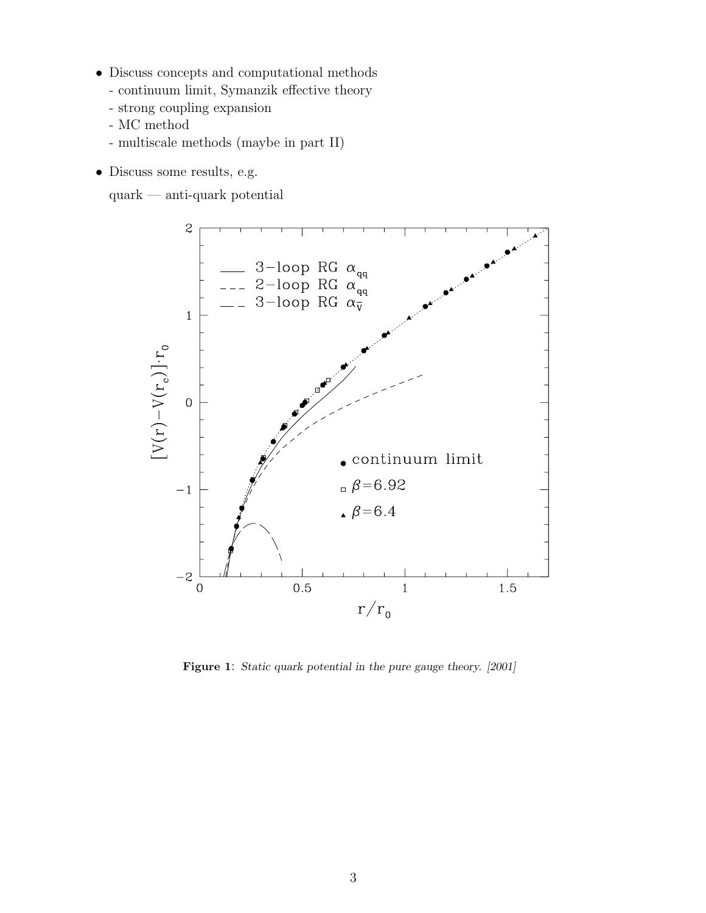- Discuss concepts and computational methods
  - continuum limit, Symanzik effective theory
  - strong coupling expansion
  - MC method
  - multiscale methods (maybe in part II)

- Discuss some results, e.g.

  quark — anti-quark potential

**Figure 1**: *Static quark potential in the pure gauge theory. [2001]*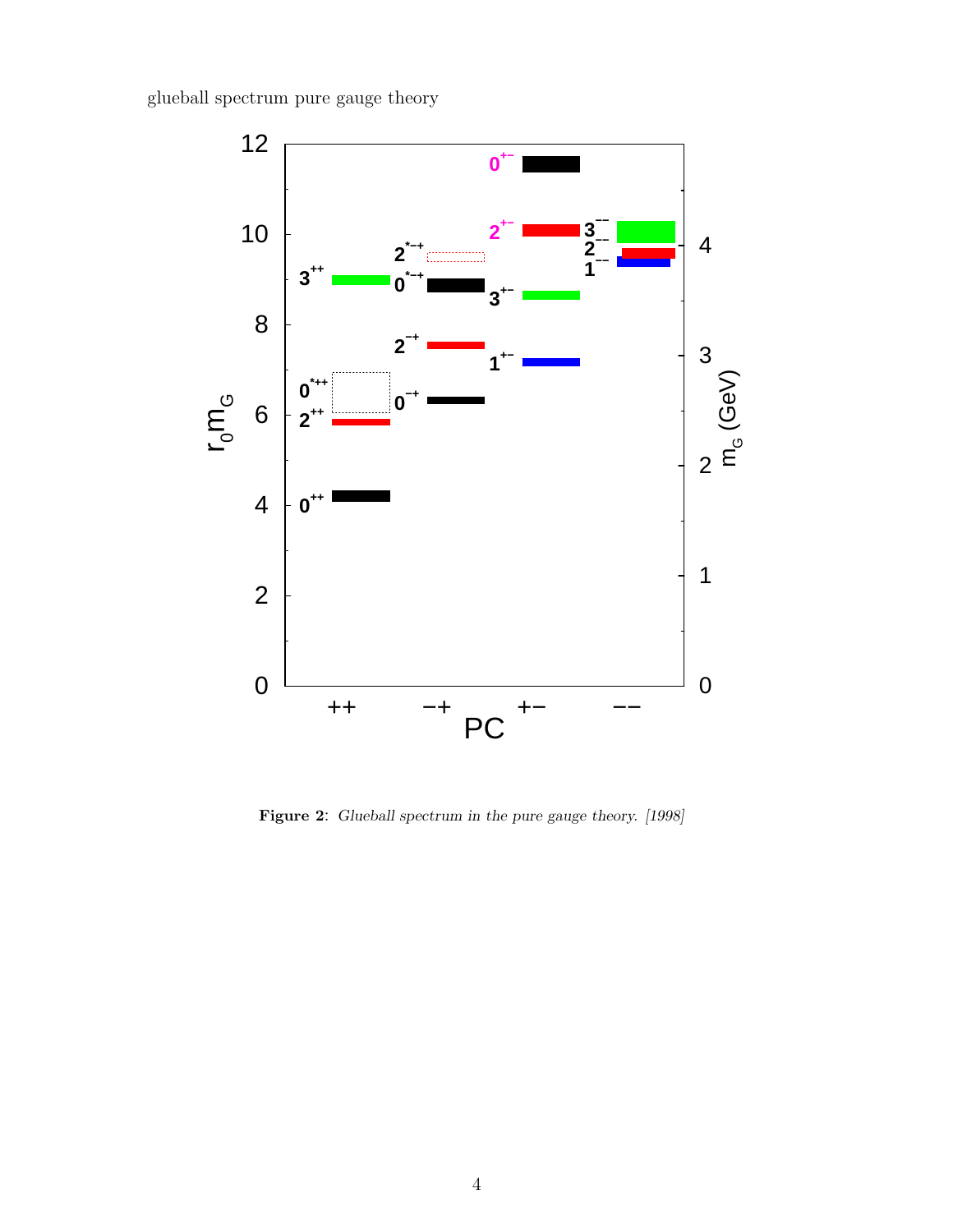glueball spectrum pure gauge theory

**Figure 2**: *Glueball spectrum in the pure gauge theory. [1998]*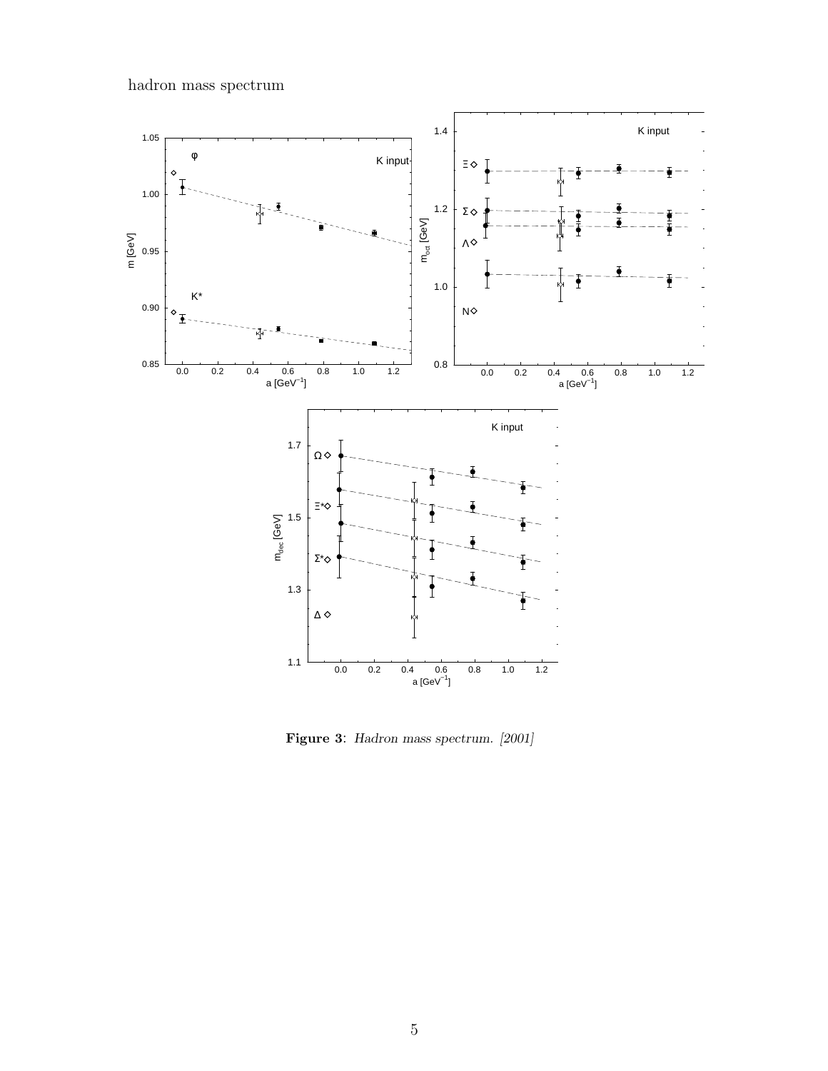hadron mass spectrum

**Figure 3**: *Hadron mass spectrum. [2001]*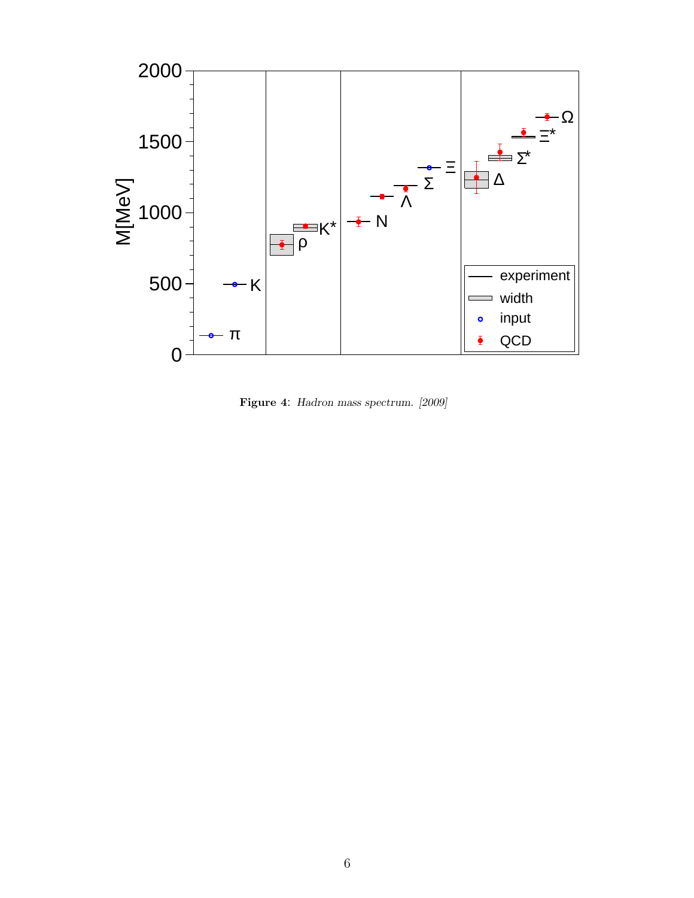**Figure 4**: *Hadron mass spectrum. [2009]*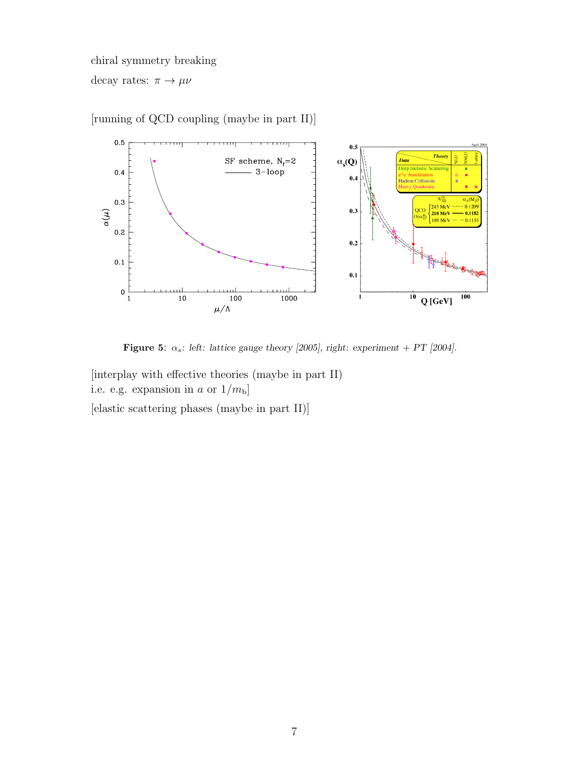chiral symmetry breaking

decay rates: $\pi \to \mu\nu$

[running of QCD coupling (maybe in part II)]

**Figure 5**: *$\alpha_s$: left: lattice gauge theory [2005], right: experiment + PT [2004].*

[interplay with effective theories (maybe in part II)
i.e. e.g. expansion in $a$ or $1/m_\mathrm{b}$]

[elastic scattering phases (maybe in part II)]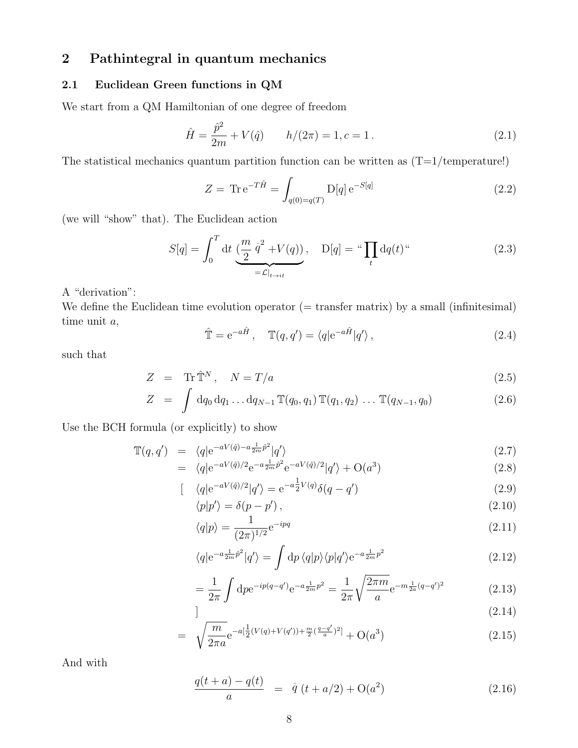## 2 Pathintegral in quantum mechanics

### 2.1 Euclidean Green functions in QM

We start from a QM Hamiltonian of one degree of freedom

$$\hat{H} = \frac{\hat{p}^2}{2m} + V(\hat{q}) \qquad h/(2\pi) = 1, c = 1\,. \tag{2.1}$$

The statistical mechanics quantum partition function can be written as (T=1/temperature!)

$$Z = \operatorname{Tr} \mathrm{e}^{-T\hat{H}} = \int_{q(0)=q(T)} \mathrm{D}[q]\, \mathrm{e}^{-S[q]} \tag{2.2}$$

(we will "show" that). The Euclidean action

$$S[q] = \int_0^T \mathrm{d}t\, \underbrace{(\frac{m}{2}\,\dot{q}^{\,2} + V(q))}_{=\mathcal{L}|_{t\to it}}, \quad \mathrm{D}[q] = \text{“}\prod_t \mathrm{d}q(t)\text{“} \tag{2.3}$$

A "derivation":
We define the Euclidean time evolution operator (= transfer matrix) by a small (infinitesimal) time unit $a$,

$$\hat{\mathbb{T}} = \mathrm{e}^{-a\hat{H}}\,, \quad \mathbb{T}(q,q') = \langle q|\mathrm{e}^{-a\hat{H}}|q'\rangle\,, \tag{2.4}$$

such that

$$Z \;=\; \operatorname{Tr} \hat{\mathbb{T}}^N\,, \quad N = T/a \tag{2.5}$$

$$Z \;=\; \int \mathrm{d}q_0\, \mathrm{d}q_1 \ldots \mathrm{d}q_{N-1}\, \mathbb{T}(q_0,q_1)\, \mathbb{T}(q_1,q_2)\, \ldots\, \mathbb{T}(q_{N-1},q_0) \tag{2.6}$$

Use the BCH formula (or explicitly) to show

$$\mathbb{T}(q,q') \;=\; \langle q|\mathrm{e}^{-aV(\hat{q}) - a\frac{1}{2m}\hat{p}^2}|q'\rangle \tag{2.7}$$

$$=\; \langle q|\mathrm{e}^{-aV(\hat{q})/2}\mathrm{e}^{-a\frac{1}{2m}\hat{p}^2}\mathrm{e}^{-aV(\hat{q})/2}|q'\rangle + \mathrm{O}(a^3) \tag{2.8}$$

$$[\quad \langle q|\mathrm{e}^{-aV(\hat{q})/2}|q'\rangle = \mathrm{e}^{-a\frac{1}{2}V(q)}\delta(q-q') \tag{2.9}$$

$$\langle p|p'\rangle = \delta(p-p')\,, \tag{2.10}$$

$$\langle q|p\rangle = \frac{1}{(2\pi)^{1/2}}\mathrm{e}^{-ipq} \tag{2.11}$$

$$\langle q|\mathrm{e}^{-a\frac{1}{2m}\hat{p}^2}|q'\rangle = \int \mathrm{d}p\, \langle q|p\rangle\langle p|q'\rangle \mathrm{e}^{-a\frac{1}{2m}p^2} \tag{2.12}$$

$$= \frac{1}{2\pi}\int \mathrm{d}p\mathrm{e}^{-ip(q-q')}\mathrm{e}^{-a\frac{1}{2m}p^2} = \frac{1}{2\pi}\sqrt{\frac{2\pi m}{a}}\mathrm{e}^{-m\frac{1}{2a}(q-q')^2} \tag{2.13}$$

$$] \tag{2.14}$$

$$=\; \sqrt{\frac{m}{2\pi a}}\mathrm{e}^{-a[\frac{1}{2}(V(q)+V(q')) + \frac{m}{2}(\frac{q-q'}{a})^2]} + \mathrm{O}(a^3) \tag{2.15}$$

And with

$$\frac{q(t+a) - q(t)}{a} \;=\; \dot{q}\;(t + a/2) + \mathrm{O}(a^2) \tag{2.16}$$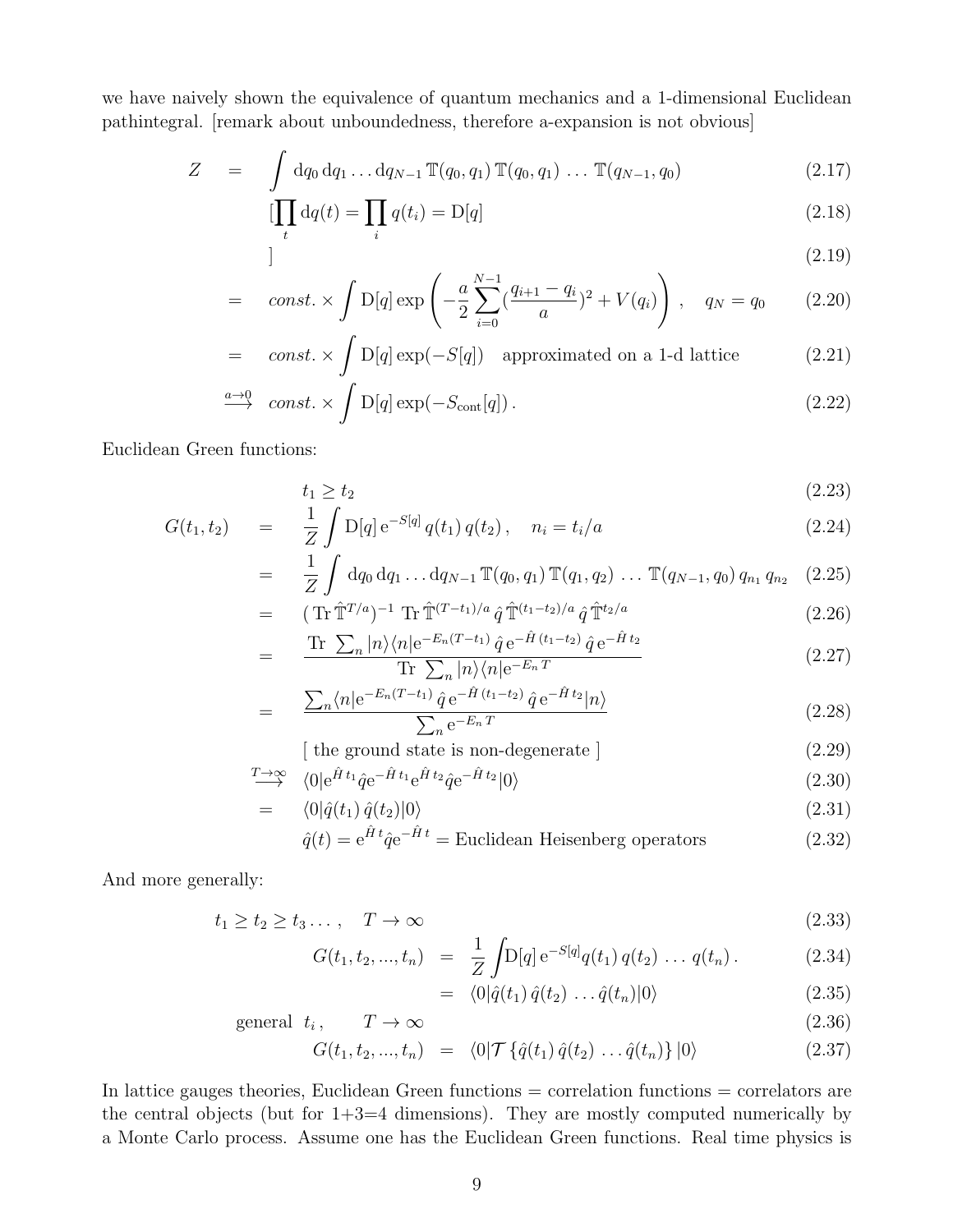we have naively shown the equivalence of quantum mechanics and a 1-dimensional Euclidean pathintegral. [remark about unboundedness, therefore a-expansion is not obvious]

$$Z = \int \mathrm{d}q_0\,\mathrm{d}q_1 \ldots \mathrm{d}q_{N-1}\,\mathbb{T}(q_0,q_1)\,\mathbb{T}(q_0,q_1)\,\ldots\,\mathbb{T}(q_{N-1},q_0) \tag{2.17}$$

$$[\prod_t \mathrm{d}q(t) = \prod_i q(t_i) = \mathrm{D}[q] \tag{2.18}$$

$$] \tag{2.19}$$

$$= const. \times \int \mathrm{D}[q]\exp\left(-\frac{a}{2}\sum_{i=0}^{N-1}(\frac{q_{i+1}-q_i}{a})^2 + V(q_i)\right), \quad q_N = q_0 \tag{2.20}$$

$$= const. \times \int \mathrm{D}[q]\exp(-S[q]) \quad \text{approximated on a 1-d lattice} \tag{2.21}$$

$$\stackrel{a\to 0}{\longrightarrow} const. \times \int \mathrm{D}[q]\exp(-S_{\mathrm{cont}}[q])\,. \tag{2.22}$$

Euclidean Green functions:

$$t_1 \geq t_2 \tag{2.23}$$

$$G(t_1,t_2) = \frac{1}{Z}\int \mathrm{D}[q]\,\mathrm{e}^{-S[q]}\,q(t_1)\,q(t_2)\,, \quad n_i = t_i/a \tag{2.24}$$

$$= \frac{1}{Z}\int \mathrm{d}q_0\,\mathrm{d}q_1 \ldots \mathrm{d}q_{N-1}\,\mathbb{T}(q_0,q_1)\,\mathbb{T}(q_1,q_2)\,\ldots\,\mathbb{T}(q_{N-1},q_0)\,q_{n_1}\,q_{n_2} \tag{2.25}$$

$$= (\,\mathrm{Tr}\,\hat{\mathbb{T}}^{T/a})^{-1}\,\mathrm{Tr}\,\hat{\mathbb{T}}^{(T-t_1)/a}\,\hat{q}\,\hat{\mathbb{T}}^{(t_1-t_2)/a}\,\hat{q}\,\hat{\mathbb{T}}^{t_2/a} \tag{2.26}$$

$$= \frac{\mathrm{Tr}\;\sum_n |n\rangle\langle n|\mathrm{e}^{-E_n(T-t_1)}\,\hat{q}\,\mathrm{e}^{-\hat{H}\,(t_1-t_2)}\,\hat{q}\,\mathrm{e}^{-\hat{H}\,t_2}}{\mathrm{Tr}\;\sum_n |n\rangle\langle n|\mathrm{e}^{-E_n\,T}} \tag{2.27}$$

$$= \frac{\sum_n\langle n|\mathrm{e}^{-E_n(T-t_1)}\,\hat{q}\,\mathrm{e}^{-\hat{H}\,(t_1-t_2)}\,\hat{q}\,\mathrm{e}^{-\hat{H}\,t_2}|n\rangle}{\sum_n \mathrm{e}^{-E_n\,T}} \tag{2.28}$$

$$[\text{ the ground state is non-degenerate }] \tag{2.29}$$

$$\stackrel{T\to\infty}{\longrightarrow} \langle 0|\mathrm{e}^{\hat{H}\,t_1}\hat{q}\mathrm{e}^{-\hat{H}\,t_1}\mathrm{e}^{\hat{H}\,t_2}\hat{q}\mathrm{e}^{-\hat{H}\,t_2}|0\rangle \tag{2.30}$$

$$= \langle 0|\hat{q}(t_1)\,\hat{q}(t_2)|0\rangle \tag{2.31}$$

$$\hat{q}(t) = \mathrm{e}^{\hat{H}\,t}\hat{q}\mathrm{e}^{-\hat{H}\,t} = \text{Euclidean Heisenberg operators} \tag{2.32}$$

And more generally:

$$t_1 \geq t_2 \geq t_3 \ldots, \quad T \to \infty \tag{2.33}$$

$$G(t_1,t_2,...,t_n) = \frac{1}{Z}\int \mathrm{D}[q]\,\mathrm{e}^{-S[q]}q(t_1)\,q(t_2)\,\ldots\,q(t_n)\,. \tag{2.34}$$

$$= \langle 0|\hat{q}(t_1)\,\hat{q}(t_2)\,\ldots\hat{q}(t_n)|0\rangle \tag{2.35}$$

$$\text{general } t_i\,, \qquad T \to \infty \tag{2.36}$$

$$G(t_1,t_2,...,t_n) = \langle 0|\mathcal{T}\,\{\hat{q}(t_1)\,\hat{q}(t_2)\,\ldots\hat{q}(t_n)\}\,|0\rangle \tag{2.37}$$

In lattice gauges theories, Euclidean Green functions = correlation functions = correlators are the central objects (but for 1+3=4 dimensions). They are mostly computed numerically by a Monte Carlo process. Assume one has the Euclidean Green functions. Real time physics is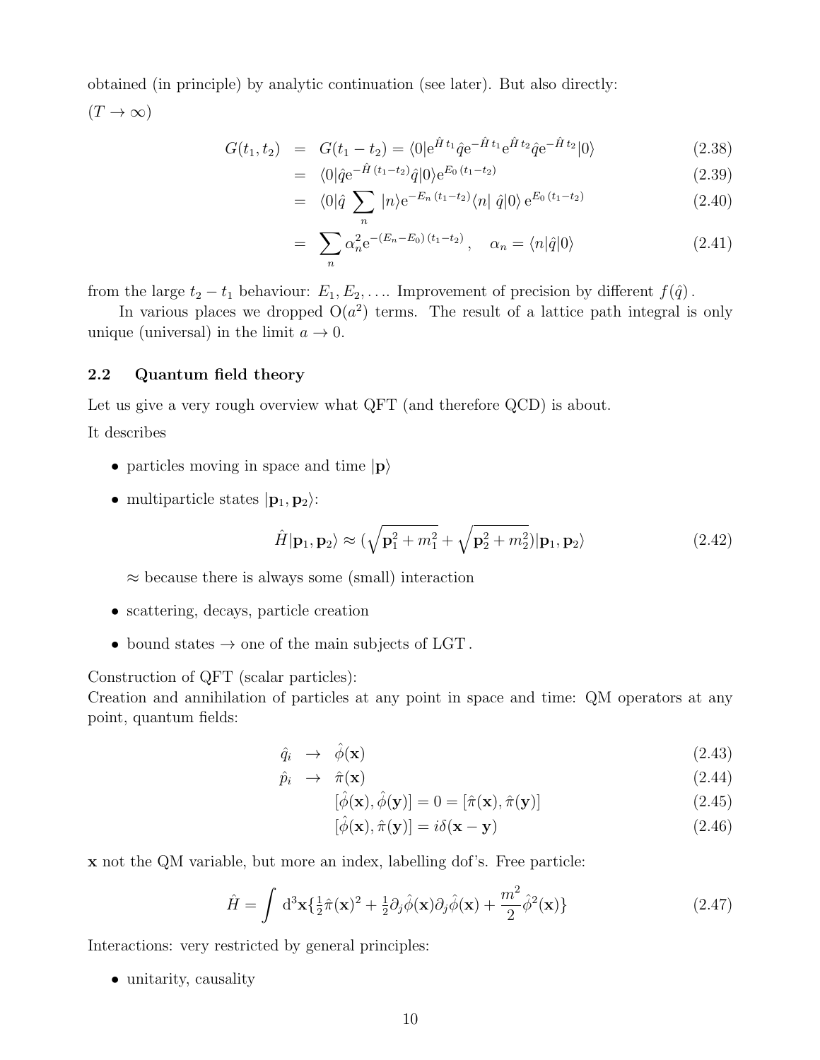obtained (in principle) by analytic continuation (see later). But also directly:

$(T \to \infty)$

$$
\begin{aligned}
G(t_1, t_2) &= G(t_1 - t_2) = \langle 0|\mathrm{e}^{\hat{H}\,t_1}\hat{q}\mathrm{e}^{-\hat{H}\,t_1}\mathrm{e}^{\hat{H}\,t_2}\hat{q}\mathrm{e}^{-\hat{H}\,t_2}|0\rangle && (2.38)\\
&= \langle 0|\hat{q}\mathrm{e}^{-\hat{H}\,(t_1-t_2)}\hat{q}|0\rangle \mathrm{e}^{E_0\,(t_1-t_2)} && (2.39)\\
&= \langle 0|\hat{q}\sum_n |n\rangle \mathrm{e}^{-E_n\,(t_1-t_2)}\langle n|\,\hat{q}|0\rangle\,\mathrm{e}^{E_0\,(t_1-t_2)} && (2.40)\\
&= \sum_n \alpha_n^2 \mathrm{e}^{-(E_n-E_0)\,(t_1-t_2)}\,, \quad \alpha_n = \langle n|\hat{q}|0\rangle && (2.41)
\end{aligned}
$$

from the large $t_2 - t_1$ behaviour: $E_1, E_2, \ldots$. Improvement of precision by different $f(\hat{q})$.

In various places we dropped $\mathrm{O}(a^2)$ terms. The result of a lattice path integral is only unique (universal) in the limit $a \to 0$.

### 2.2 Quantum field theory

Let us give a very rough overview what QFT (and therefore QCD) is about.

It describes

- particles moving in space and time $|\mathbf{p}\rangle$
- multiparticle states $|\mathbf{p}_1, \mathbf{p}_2\rangle$:

$$
\hat{H}|\mathbf{p}_1, \mathbf{p}_2\rangle \approx \left(\sqrt{\mathbf{p}_1^2 + m_1^2} + \sqrt{\mathbf{p}_2^2 + m_2^2}\right)|\mathbf{p}_1, \mathbf{p}_2\rangle \tag{2.42}
$$

  $\approx$ because there is always some (small) interaction

- scattering, decays, particle creation
- bound states $\to$ one of the main subjects of LGT.

Construction of QFT (scalar particles):
Creation and annihilation of particles at any point in space and time: QM operators at any point, quantum fields:

$$
\begin{aligned}
\hat{q}_i &\to \hat{\phi}(\mathbf{x}) && (2.43)\\
\hat{p}_i &\to \hat{\pi}(\mathbf{x}) && (2.44)\\
&[\hat{\phi}(\mathbf{x}), \hat{\phi}(\mathbf{y})] = 0 = [\hat{\pi}(\mathbf{x}), \hat{\pi}(\mathbf{y})] && (2.45)\\
&[\hat{\phi}(\mathbf{x}), \hat{\pi}(\mathbf{y})] = i\delta(\mathbf{x} - \mathbf{y}) && (2.46)
\end{aligned}
$$

$\mathbf{x}$ not the QM variable, but more an index, labelling dof's. Free particle:

$$
\hat{H} = \int \mathrm{d}^3\mathbf{x}\{\tfrac{1}{2}\hat{\pi}(\mathbf{x})^2 + \tfrac{1}{2}\partial_j\hat{\phi}(\mathbf{x})\partial_j\hat{\phi}(\mathbf{x}) + \frac{m^2}{2}\hat{\phi}^2(\mathbf{x})\} \tag{2.47}
$$

Interactions: very restricted by general principles:

- unitarity, causality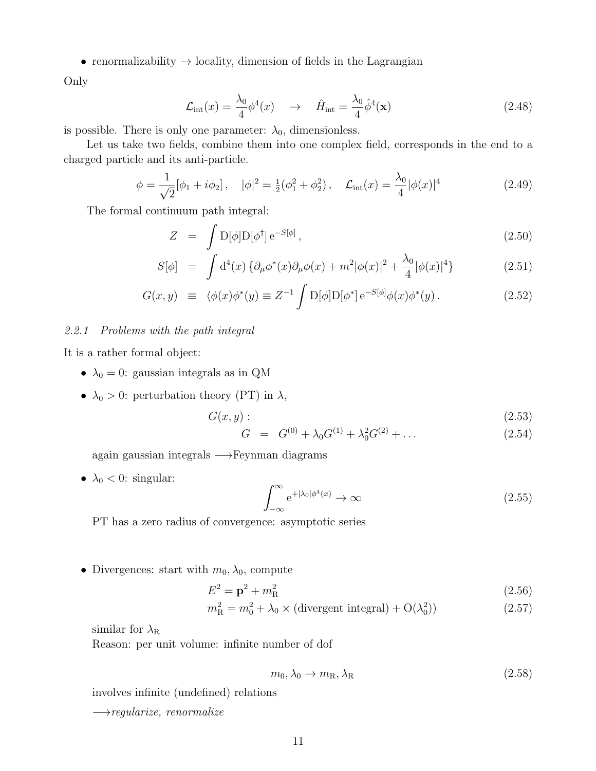- renormalizability → locality, dimension of fields in the Lagrangian

Only

$$\mathcal{L}_{\rm int}(x) = \frac{\lambda_0}{4}\phi^4(x) \quad \rightarrow \quad \hat{H}_{\rm int} = \frac{\lambda_0}{4}\hat{\phi}^4(\mathbf{x}) \tag{2.48}$$

is possible. There is only one parameter: $\lambda_0$, dimensionless.

Let us take two fields, combine them into one complex field, corresponds in the end to a charged particle and its anti-particle.

$$\phi = \frac{1}{\sqrt{2}}[\phi_1 + i\phi_2]\,, \quad |\phi|^2 = \tfrac{1}{2}(\phi_1^2+\phi_2^2)\,, \quad \mathcal{L}_{\rm int}(x) = \frac{\lambda_0}{4}|\phi(x)|^4 \tag{2.49}$$

The formal continuum path integral:

$$Z = \int \mathrm{D}[\phi]\mathrm{D}[\phi^\dagger]\, \mathrm{e}^{-S[\phi]}\,, \tag{2.50}$$

$$S[\phi] = \int \mathrm{d}^4(x)\,\{\partial_\mu\phi^*(x)\partial_\mu\phi(x) + m^2|\phi(x)|^2 + \frac{\lambda_0}{4}|\phi(x)|^4\} \tag{2.51}$$

$$G(x,y) \equiv \langle\phi(x)\phi^*(y) \equiv Z^{-1}\int \mathrm{D}[\phi]\mathrm{D}[\phi^*]\,\mathrm{e}^{-S[\phi]}\phi(x)\phi^*(y)\,. \tag{2.52}$$

### *2.2.1 Problems with the path integral*

It is a rather formal object:

- $\lambda_0 = 0$: gaussian integrals as in QM
- $\lambda_0 > 0$: perturbation theory (PT) in $\lambda$,

$$G(x,y): \tag{2.53}$$

$$G = G^{(0)} + \lambda_0 G^{(1)} + \lambda_0^2 G^{(2)} + \ldots \tag{2.54}$$

  again gaussian integrals ⟶Feynman diagrams

- $\lambda_0 < 0$: singular:

$$\int_{-\infty}^{\infty} \mathrm{e}^{+|\lambda_0|\phi^4(x)} \rightarrow \infty \tag{2.55}$$

  PT has a zero radius of convergence: asymptotic series

- Divergences: start with $m_0, \lambda_0$, compute

$$E^2 = \mathbf{p}^2 + m_{\rm R}^2 \tag{2.56}$$

$$m_{\rm R}^2 = m_0^2 + \lambda_0 \times (\text{divergent integral}) + \mathrm{O}(\lambda_0^2)) \tag{2.57}$$

  similar for $\lambda_{\rm R}$

  Reason: per unit volume: infinite number of dof

$$m_0, \lambda_0 \rightarrow m_{\rm R}, \lambda_{\rm R} \tag{2.58}$$

  involves infinite (undefined) relations

  ⟶*regularize, renormalize*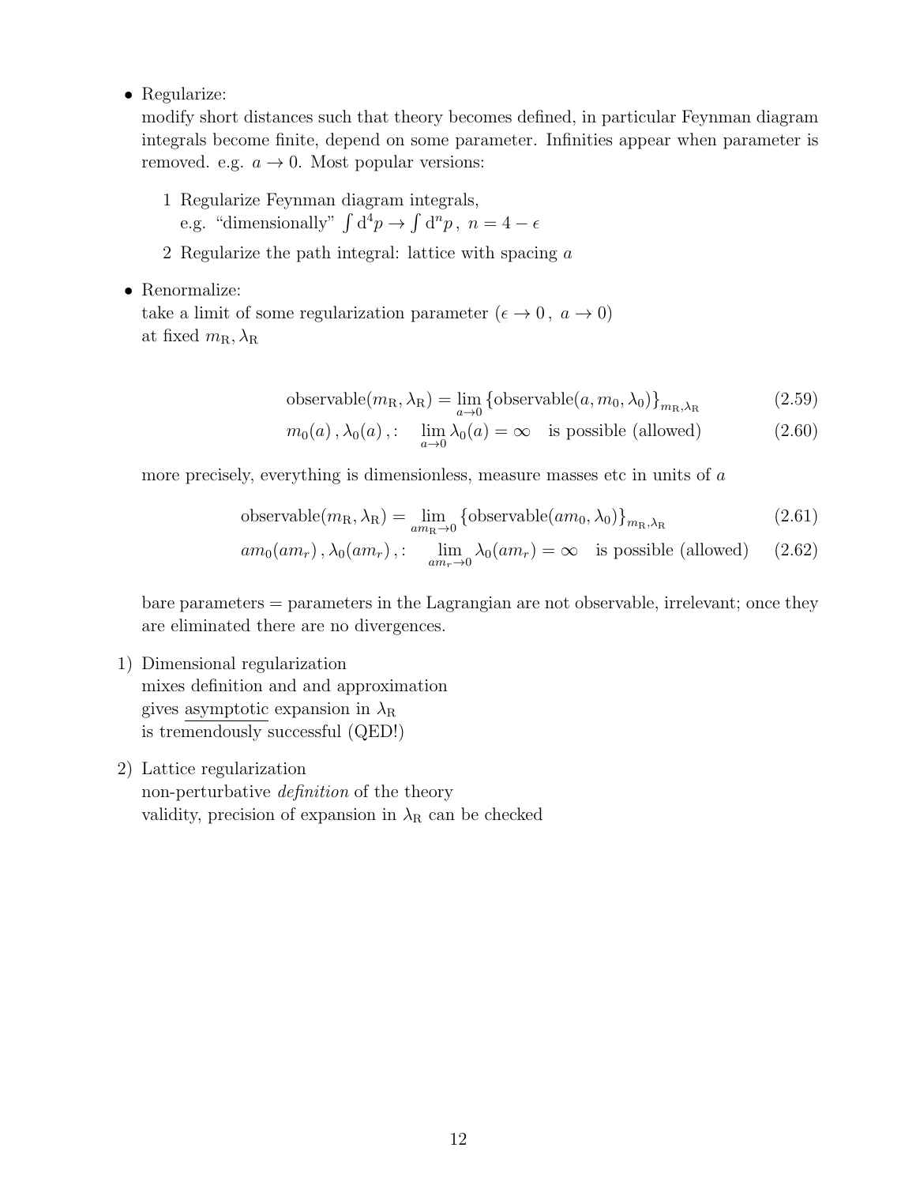- Regularize:
  modify short distances such that theory becomes defined, in particular Feynman diagram integrals become finite, depend on some parameter. Infinities appear when parameter is removed. e.g. $a \to 0$. Most popular versions:

  1 Regularize Feynman diagram integrals,
    e.g. "dimensionally" $\int \mathrm{d}^4 p \to \int \mathrm{d}^n p\,,\ n = 4 - \epsilon$

  2 Regularize the path integral: lattice with spacing $a$

- Renormalize:
  take a limit of some regularization parameter ($\epsilon \to 0\,,\ a \to 0$)
  at fixed $m_\mathrm{R}, \lambda_\mathrm{R}$

$$\text{observable}(m_\mathrm{R}, \lambda_\mathrm{R}) = \lim_{a\to 0} \left\{\text{observable}(a, m_0, \lambda_0)\right\}_{m_\mathrm{R},\lambda_\mathrm{R}} \tag{2.59}$$

$$m_0(a)\,,\lambda_0(a)\,,: \quad \lim_{a\to 0} \lambda_0(a) = \infty \quad \text{is possible (allowed)} \tag{2.60}$$

  more precisely, everything is dimensionless, measure masses etc in units of $a$

$$\text{observable}(m_\mathrm{R}, \lambda_\mathrm{R}) = \lim_{am_\mathrm{R}\to 0} \left\{\text{observable}(am_0, \lambda_0)\right\}_{m_\mathrm{R},\lambda_\mathrm{R}} \tag{2.61}$$

$$am_0(am_r)\,,\lambda_0(am_r)\,,: \quad \lim_{am_r\to 0} \lambda_0(am_r) = \infty \quad \text{is possible (allowed)} \tag{2.62}$$

  bare parameters = parameters in the Lagrangian are not observable, irrelevant; once they are eliminated there are no divergences.

1) Dimensional regularization
   mixes definition and and approximation
   gives <u>asymptotic</u> expansion in $\lambda_\mathrm{R}$
   is tremendously successful (QED!)

2) Lattice regularization
   non-perturbative *definition* of the theory
   validity, precision of expansion in $\lambda_\mathrm{R}$ can be checked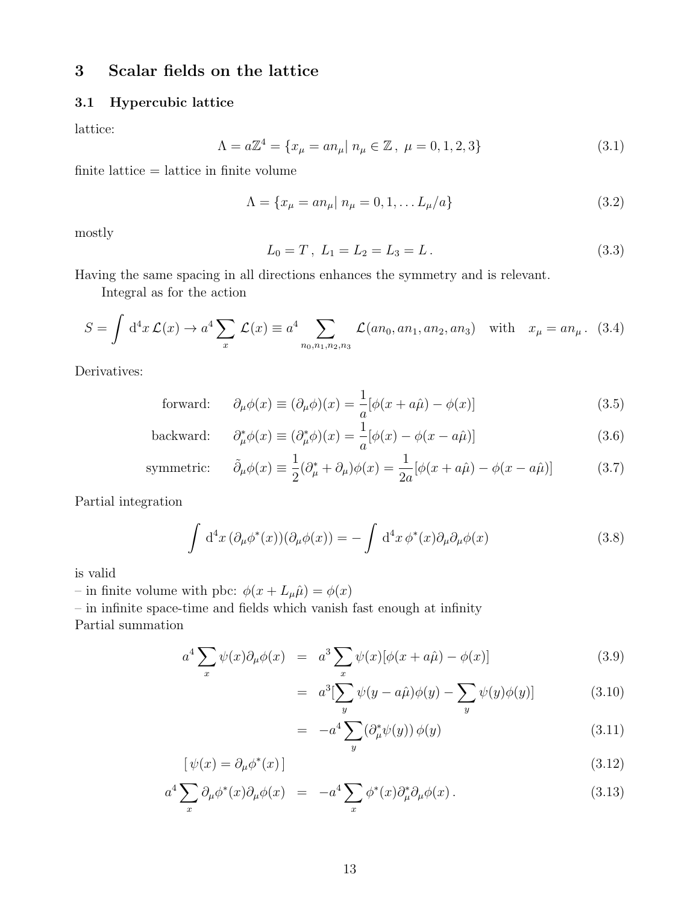# 3 Scalar fields on the lattice

## 3.1 Hypercubic lattice

lattice:

$$\Lambda = a\mathbb{Z}^4 = \{x_\mu = an_\mu |\ n_\mu \in \mathbb{Z}\,,\ \mu = 0,1,2,3\} \tag{3.1}$$

finite lattice = lattice in finite volume

$$\Lambda = \{x_\mu = an_\mu |\ n_\mu = 0,1,\ldots L_\mu/a\} \tag{3.2}$$

mostly

$$L_0 = T\,,\ L_1 = L_2 = L_3 = L\,. \tag{3.3}$$

Having the same spacing in all directions enhances the symmetry and is relevant.

Integral as for the action

$$S = \int \mathrm{d}^4x\, \mathcal{L}(x) \to a^4 \sum_x \mathcal{L}(x) \equiv a^4 \sum_{n_0,n_1,n_2,n_3} \mathcal{L}(an_0, an_1, an_2, an_3) \quad \text{with} \quad x_\mu = an_\mu\,. \tag{3.4}$$

Derivatives:

$$\text{forward:} \qquad \partial_\mu \phi(x) \equiv (\partial_\mu \phi)(x) = \frac{1}{a}[\phi(x + a\hat{\mu}) - \phi(x)] \tag{3.5}$$

$$\text{backward:} \qquad \partial^*_\mu \phi(x) \equiv (\partial^*_\mu \phi)(x) = \frac{1}{a}[\phi(x) - \phi(x - a\hat{\mu})] \tag{3.6}$$

$$\text{symmetric:} \qquad \tilde{\partial}_\mu \phi(x) \equiv \frac{1}{2}(\partial^*_\mu + \partial_\mu)\phi(x) = \frac{1}{2a}[\phi(x + a\hat{\mu}) - \phi(x - a\hat{\mu})] \tag{3.7}$$

Partial integration

$$\int \mathrm{d}^4x\, (\partial_\mu \phi^*(x))(\partial_\mu \phi(x)) = -\int \mathrm{d}^4x\, \phi^*(x)\partial_\mu\partial_\mu\phi(x) \tag{3.8}$$

is valid
– in finite volume with pbc: $\phi(x + L_\mu\hat{\mu}) = \phi(x)$
– in infinite space-time and fields which vanish fast enough at infinity
Partial summation

$$a^4 \sum_x \psi(x)\partial_\mu\phi(x) = a^3 \sum_x \psi(x)[\phi(x + a\hat{\mu}) - \phi(x)] \tag{3.9}$$

$$= a^3[\sum_y \psi(y - a\hat{\mu})\phi(y) - \sum_y \psi(y)\phi(y)] \tag{3.10}$$

$$= -a^4 \sum_y (\partial^*_\mu \psi(y))\,\phi(y) \tag{3.11}$$

$$[\,\psi(x) = \partial_\mu \phi^*(x)\,] \tag{3.12}$$

$$a^4 \sum_x \partial_\mu \phi^*(x)\partial_\mu\phi(x) = -a^4 \sum_x \phi^*(x)\partial^*_\mu\partial_\mu\phi(x)\,. \tag{3.13}$$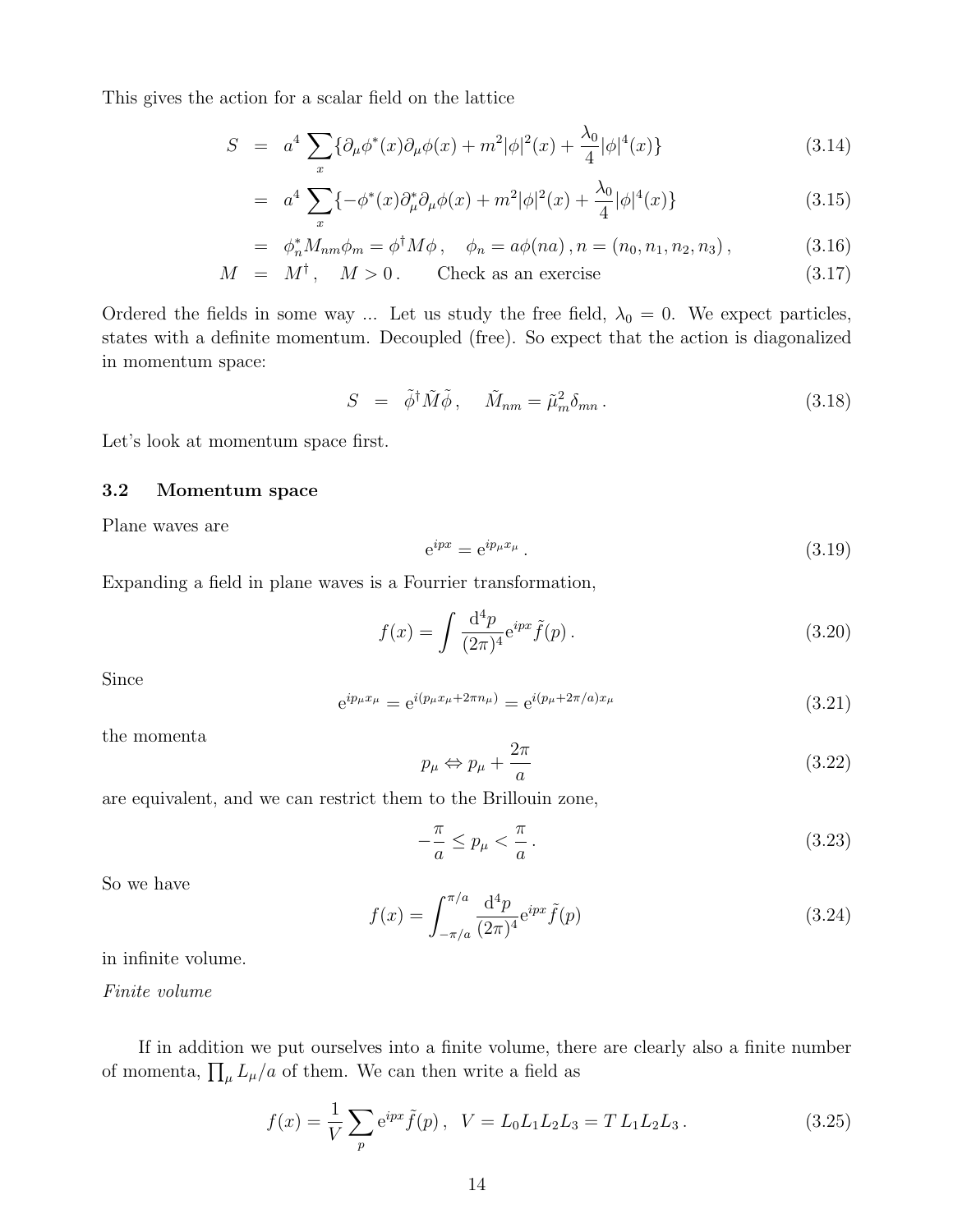This gives the action for a scalar field on the lattice

$$S = a^4 \sum_x \{\partial_\mu \phi^*(x)\partial_\mu \phi(x) + m^2|\phi|^2(x) + \frac{\lambda_0}{4}|\phi|^4(x)\} \tag{3.14}$$

$$= a^4 \sum_x \{-\phi^*(x)\partial_\mu^* \partial_\mu \phi(x) + m^2|\phi|^2(x) + \frac{\lambda_0}{4}|\phi|^4(x)\} \tag{3.15}$$

$$= \phi_n^* M_{nm} \phi_m = \phi^\dagger M \phi\,, \quad \phi_n = a\phi(na)\,, n = (n_0, n_1, n_2, n_3)\,, \tag{3.16}$$

$$M = M^\dagger\,, \quad M > 0\,. \qquad \text{Check as an exercise} \tag{3.17}$$

Ordered the fields in some way ... Let us study the free field, $\lambda_0 = 0$. We expect particles, states with a definite momentum. Decoupled (free). So expect that the action is diagonalized in momentum space:

$$S = \tilde{\phi}^\dagger \tilde{M} \tilde{\phi}\,, \quad \tilde{M}_{nm} = \tilde{\mu}_m^2 \delta_{mn}\,. \tag{3.18}$$

Let's look at momentum space first.

### 3.2 Momentum space

Plane waves are

$$\mathrm{e}^{ipx} = \mathrm{e}^{ip_\mu x_\mu}\,. \tag{3.19}$$

Expanding a field in plane waves is a Fourrier transformation,

$$f(x) = \int \frac{\mathrm{d}^4 p}{(2\pi)^4} \mathrm{e}^{ipx} \tilde{f}(p)\,. \tag{3.20}$$

Since

$$\mathrm{e}^{ip_\mu x_\mu} = \mathrm{e}^{i(p_\mu x_\mu + 2\pi n_\mu)} = \mathrm{e}^{i(p_\mu + 2\pi/a)x_\mu} \tag{3.21}$$

the momenta

$$p_\mu \Leftrightarrow p_\mu + \frac{2\pi}{a} \tag{3.22}$$

are equivalent, and we can restrict them to the Brillouin zone,

$$-\frac{\pi}{a} \leq p_\mu < \frac{\pi}{a}\,. \tag{3.23}$$

So we have

$$f(x) = \int_{-\pi/a}^{\pi/a} \frac{\mathrm{d}^4 p}{(2\pi)^4} \mathrm{e}^{ipx} \tilde{f}(p) \tag{3.24}$$

in infinite volume.

*Finite volume*

If in addition we put ourselves into a finite volume, there are clearly also a finite number of momenta, $\prod_\mu L_\mu / a$ of them. We can then write a field as

$$f(x) = \frac{1}{V} \sum_p \mathrm{e}^{ipx} \tilde{f}(p)\,, \quad V = L_0 L_1 L_2 L_3 = T\, L_1 L_2 L_3\,. \tag{3.25}$$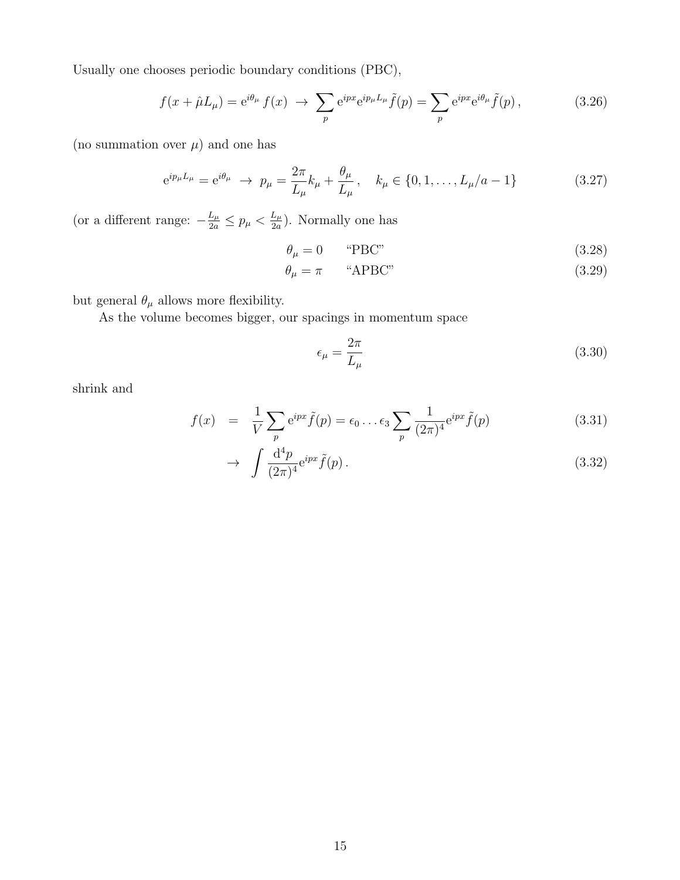Usually one chooses periodic boundary conditions (PBC),

$$f(x+\hat{\mu}L_\mu) = \mathrm{e}^{i\theta_\mu}\, f(x) \;\rightarrow\; \sum_p \mathrm{e}^{ipx}\mathrm{e}^{ip_\mu L_\mu}\tilde{f}(p) = \sum_p \mathrm{e}^{ipx}\mathrm{e}^{i\theta_\mu}\tilde{f}(p)\,, \tag{3.26}$$

(no summation over $\mu$) and one has

$$\mathrm{e}^{ip_\mu L_\mu} = \mathrm{e}^{i\theta_\mu} \;\rightarrow\; p_\mu = \frac{2\pi}{L_\mu}k_\mu + \frac{\theta_\mu}{L_\mu}\,, \quad k_\mu \in \{0, 1, \ldots, L_\mu/a - 1\} \tag{3.27}$$

(or a different range: $-\frac{L_\mu}{2a} \leq p_\mu < \frac{L_\mu}{2a}$). Normally one has

$$\theta_\mu = 0 \qquad \text{“PBC”} \tag{3.28}$$

$$\theta_\mu = \pi \qquad \text{“APBC”} \tag{3.29}$$

but general $\theta_\mu$ allows more flexibility.

As the volume becomes bigger, our spacings in momentum space

$$\epsilon_\mu = \frac{2\pi}{L_\mu} \tag{3.30}$$

shrink and

$$f(x) = \frac{1}{V}\sum_p \mathrm{e}^{ipx}\tilde{f}(p) = \epsilon_0 \ldots \epsilon_3 \sum_p \frac{1}{(2\pi)^4}\mathrm{e}^{ipx}\tilde{f}(p) \tag{3.31}$$

$$\rightarrow \int \frac{\mathrm{d}^4 p}{(2\pi)^4}\mathrm{e}^{ipx}\tilde{f}(p)\,. \tag{3.32}$$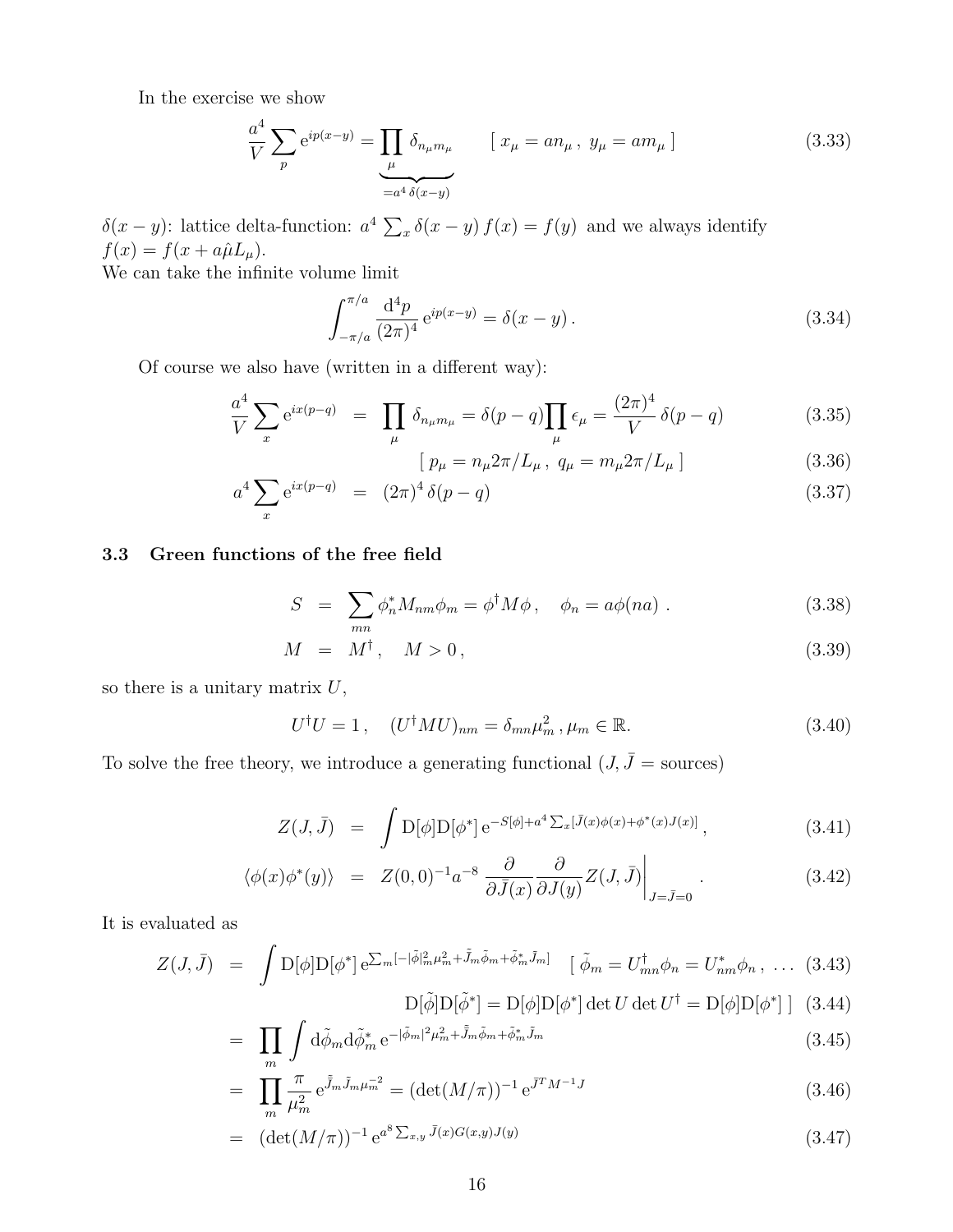In the exercise we show

$$\frac{a^4}{V}\sum_p \mathrm{e}^{ip(x-y)} = \underbrace{\prod_\mu \delta_{n_\mu m_\mu}}_{=a^4\,\delta(x-y)} \qquad [\ x_\mu = an_\mu\,,\ y_\mu = am_\mu\ ] \tag{3.33}$$

$\delta(x-y)$: lattice delta-function: $a^4\sum_x \delta(x-y)\,f(x) = f(y)$ and we always identify $f(x) = f(x + a\hat{\mu}L_\mu)$.
We can take the infinite volume limit

$$\int_{-\pi/a}^{\pi/a} \frac{\mathrm{d}^4p}{(2\pi)^4}\,\mathrm{e}^{ip(x-y)} = \delta(x-y)\,. \tag{3.34}$$

Of course we also have (written in a different way):

$$\frac{a^4}{V}\sum_x \mathrm{e}^{ix(p-q)} = \prod_\mu \delta_{n_\mu m_\mu} = \delta(p-q)\prod_\mu \epsilon_\mu = \frac{(2\pi)^4}{V}\,\delta(p-q) \tag{3.35}$$

$$[\ p_\mu = n_\mu 2\pi/L_\mu\,,\ q_\mu = m_\mu 2\pi/L_\mu\ ] \tag{3.36}$$

$$a^4\sum_x \mathrm{e}^{ix(p-q)} = (2\pi)^4\,\delta(p-q) \tag{3.37}$$

### 3.3 Green functions of the free field

$$S = \sum_{mn}\phi_n^* M_{nm}\phi_m = \phi^\dagger M\phi\,, \quad \phi_n = a\phi(na)\,. \tag{3.38}$$

$$M = M^\dagger\,, \quad M>0\,, \tag{3.39}$$

so there is a unitary matrix $U$,

$$U^\dagger U = 1\,, \quad (U^\dagger M U)_{nm} = \delta_{mn}\mu_m^2\,, \mu_m\in\mathbb{R}. \tag{3.40}$$

To solve the free theory, we introduce a generating functional ($J,\bar{J}$ = sources)

$$Z(J,\bar{J}) = \int \mathrm{D}[\phi]\mathrm{D}[\phi^*]\,\mathrm{e}^{-S[\phi]+a^4\sum_x[\bar{J}(x)\phi(x)+\phi^*(x)J(x)]}\,, \tag{3.41}$$

$$\langle\phi(x)\phi^*(y)\rangle = Z(0,0)^{-1}a^{-8}\,\frac{\partial}{\partial\bar{J}(x)}\frac{\partial}{\partial J(y)}Z(J,\bar{J})\Big|_{J=\bar{J}=0}\,. \tag{3.42}$$

It is evaluated as

$$Z(J,\bar{J}) = \int \mathrm{D}[\phi]\mathrm{D}[\phi^*]\,\mathrm{e}^{\sum_m[-|\tilde{\phi}|_m^2\mu_m^2+\tilde{J}_m\tilde{\phi}_m+\tilde{\phi}_m^*\tilde{J}_m]} \quad [\ \tilde{\phi}_m = U_{mn}^\dagger\phi_n = U_{nm}^*\phi_n\,,\ \ldots \tag{3.43}$$

$$\mathrm{D}[\tilde{\phi}]\mathrm{D}[\tilde{\phi}^*] = \mathrm{D}[\phi]\mathrm{D}[\phi^*]\det U\det U^\dagger = \mathrm{D}[\phi]\mathrm{D}[\phi^*]\ ] \tag{3.44}$$

$$= \prod_m \int \mathrm{d}\tilde{\phi}_m\mathrm{d}\tilde{\phi}_m^*\,\mathrm{e}^{-|\tilde{\phi}_m|^2\mu_m^2+\tilde{\bar{J}}_m\tilde{\phi}_m+\tilde{\phi}_m^*\tilde{J}_m} \tag{3.45}$$

$$= \prod_m \frac{\pi}{\mu_m^2}\,\mathrm{e}^{\tilde{\bar{J}}_m\tilde{J}_m\mu_m^{-2}} = (\det(M/\pi))^{-1}\,\mathrm{e}^{\bar{J}^T M^{-1}J} \tag{3.46}$$

$$= (\det(M/\pi))^{-1}\,\mathrm{e}^{a^8\sum_{x,y}\bar{J}(x)G(x,y)J(y)} \tag{3.47}$$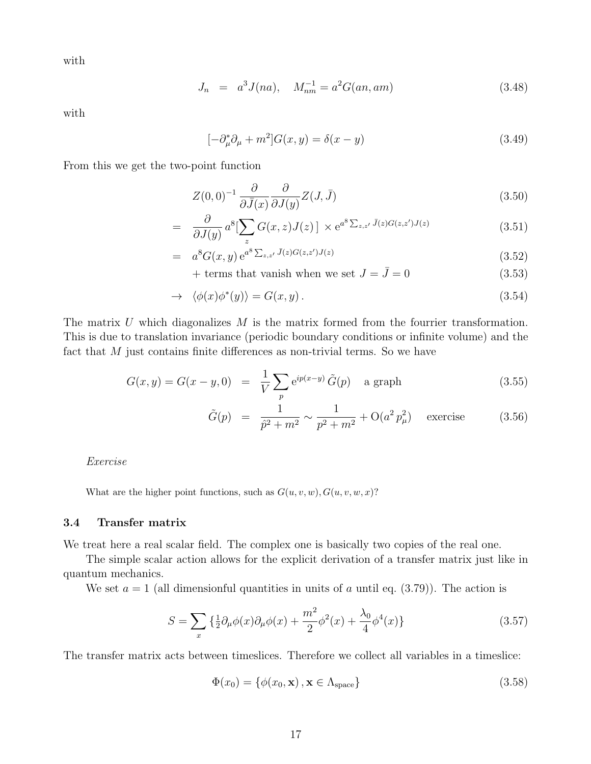with

$$J_n = a^3 J(na), \quad M_{nm}^{-1} = a^2 G(an, am) \tag{3.48}$$

with

$$[-\partial_\mu^* \partial_\mu + m^2] G(x, y) = \delta(x - y) \tag{3.49}$$

From this we get the two-point function

$$Z(0,0)^{-1} \frac{\partial}{\partial \bar{J}(x)} \frac{\partial}{\partial J(y)} Z(J, \bar{J}) \tag{3.50}$$

$$= \frac{\partial}{\partial J(y)} a^8 [\sum_z G(x,z) J(z)\,] \times \mathrm{e}^{a^8 \sum_{z,z'} \bar{J}(z) G(z,z') J(z)} \tag{3.51}$$

$$= a^8 G(x,y)\, \mathrm{e}^{a^8 \sum_{z,z'} \bar{J}(z) G(z,z') J(z)} \tag{3.52}$$

$$+ \text{ terms that vanish when we set } J = \bar{J} = 0 \tag{3.53}$$

$$\to \langle \phi(x) \phi^*(y) \rangle = G(x,y)\,. \tag{3.54}$$

The matrix $U$ which diagonalizes $M$ is the matrix formed from the fourrier transformation. This is due to translation invariance (periodic boundary conditions or infinite volume) and the fact that $M$ just contains finite differences as non-trivial terms. So we have

$$G(x,y) = G(x-y, 0) = \frac{1}{V} \sum_p \mathrm{e}^{ip(x-y)}\, \tilde{G}(p) \quad \text{a graph} \tag{3.55}$$

$$\tilde{G}(p) = \frac{1}{\hat{p}^2 + m^2} \sim \frac{1}{p^2 + m^2} + \mathrm{O}(a^2\, p_\mu^2) \quad \text{exercise} \tag{3.56}$$

*Exercise*

What are the higher point functions, such as $G(u,v,w), G(u,v,w,x)$?

### 3.4 Transfer matrix

We treat here a real scalar field. The complex one is basically two copies of the real one.

The simple scalar action allows for the explicit derivation of a transfer matrix just like in quantum mechanics.

We set $a = 1$ (all dimensionful quantities in units of $a$ until eq. (3.79)). The action is

$$S = \sum_x \{ \tfrac{1}{2} \partial_\mu \phi(x) \partial_\mu \phi(x) + \frac{m^2}{2} \phi^2(x) + \frac{\lambda_0}{4} \phi^4(x) \} \tag{3.57}$$

The transfer matrix acts between timeslices. Therefore we collect all variables in a timeslice:

$$\Phi(x_0) = \{ \phi(x_0, \mathbf{x})\,, \mathbf{x} \in \Lambda_{\text{space}} \} \tag{3.58}$$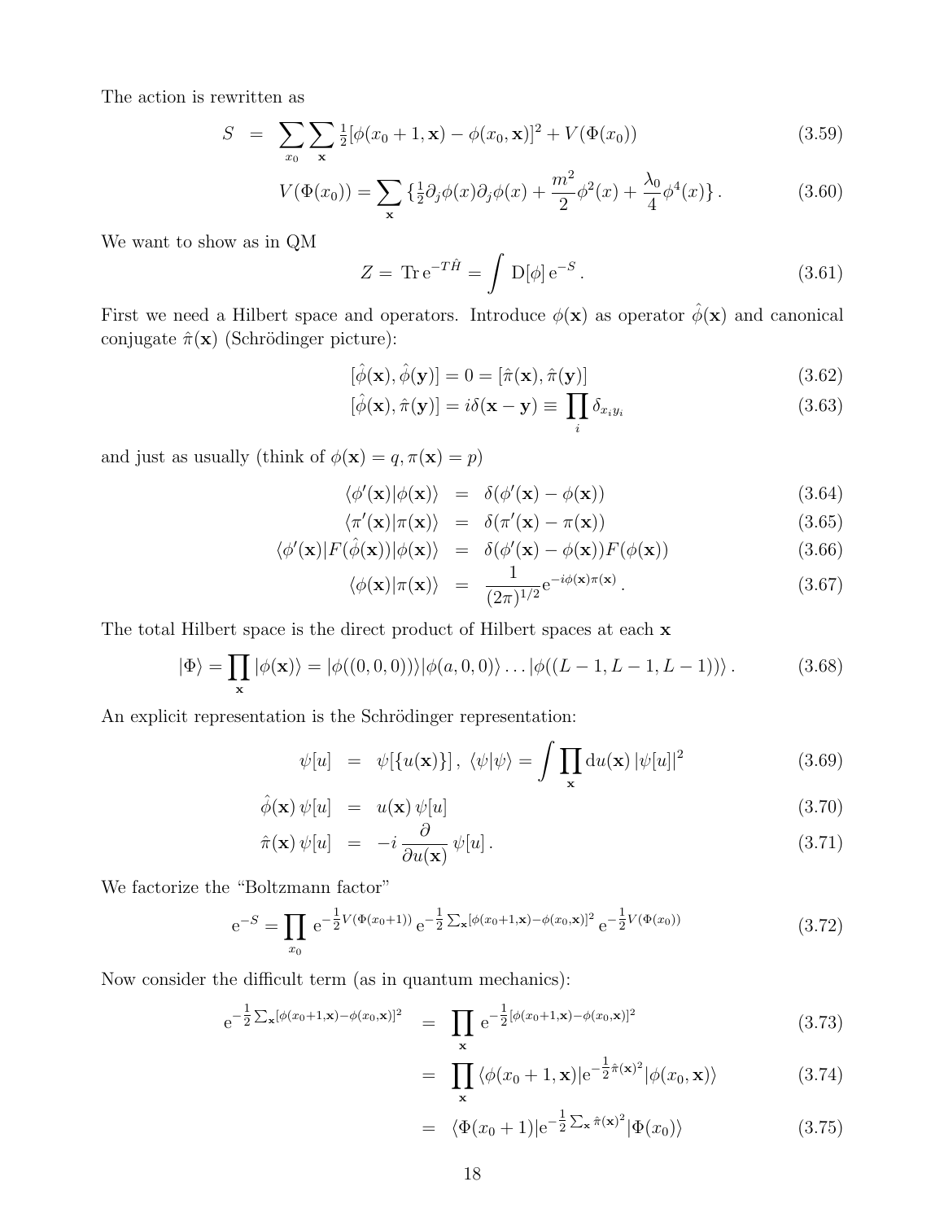The action is rewritten as

$$S = \sum_{x_0} \sum_{\mathbf{x}} \tfrac{1}{2}[\phi(x_0+1,\mathbf{x}) - \phi(x_0,\mathbf{x})]^2 + V(\Phi(x_0)) \tag{3.59}$$

$$V(\Phi(x_0)) = \sum_{\mathbf{x}} \{\tfrac{1}{2}\partial_j\phi(x)\partial_j\phi(x) + \frac{m^2}{2}\phi^2(x) + \frac{\lambda_0}{4}\phi^4(x)\}\,. \tag{3.60}$$

We want to show as in QM

$$Z = \operatorname{Tr} \mathrm{e}^{-T\hat{H}} = \int \mathrm{D}[\phi]\, \mathrm{e}^{-S}\,. \tag{3.61}$$

First we need a Hilbert space and operators. Introduce $\phi(\mathbf{x})$ as operator $\hat{\phi}(\mathbf{x})$ and canonical conjugate $\hat{\pi}(\mathbf{x})$ (Schrödinger picture):

$$[\hat{\phi}(\mathbf{x}), \hat{\phi}(\mathbf{y})] = 0 = [\hat{\pi}(\mathbf{x}), \hat{\pi}(\mathbf{y})] \tag{3.62}$$

$$[\hat{\phi}(\mathbf{x}), \hat{\pi}(\mathbf{y})] = i\delta(\mathbf{x}-\mathbf{y}) \equiv \prod_i \delta_{x_i y_i} \tag{3.63}$$

and just as usually (think of $\phi(\mathbf{x}) = q, \pi(\mathbf{x}) = p$)

$$\langle \phi'(\mathbf{x}) | \phi(\mathbf{x}) \rangle = \delta(\phi'(\mathbf{x}) - \phi(\mathbf{x})) \tag{3.64}$$

$$\langle \pi'(\mathbf{x}) | \pi(\mathbf{x}) \rangle = \delta(\pi'(\mathbf{x}) - \pi(\mathbf{x})) \tag{3.65}$$

$$\langle \phi'(\mathbf{x}) | F(\hat{\phi}(\mathbf{x})) | \phi(\mathbf{x}) \rangle = \delta(\phi'(\mathbf{x}) - \phi(\mathbf{x})) F(\phi(\mathbf{x})) \tag{3.66}$$

$$\langle \phi(\mathbf{x}) | \pi(\mathbf{x}) \rangle = \frac{1}{(2\pi)^{1/2}} \mathrm{e}^{-i\phi(\mathbf{x})\pi(\mathbf{x})}\,. \tag{3.67}$$

The total Hilbert space is the direct product of Hilbert spaces at each $\mathbf{x}$

$$|\Phi\rangle = \prod_{\mathbf{x}} |\phi(\mathbf{x})\rangle = |\phi((0,0,0))\rangle |\phi(a,0,0)\rangle \ldots |\phi((L-1,L-1,L-1))\rangle\,. \tag{3.68}$$

An explicit representation is the Schrödinger representation:

$$\psi[u] = \psi[\{u(\mathbf{x})\}]\,,\ \langle \psi | \psi \rangle = \int \prod_{\mathbf{x}} \mathrm{d}u(\mathbf{x})\, |\psi[u]|^2 \tag{3.69}$$

$$\hat{\phi}(\mathbf{x})\, \psi[u] = u(\mathbf{x})\, \psi[u] \tag{3.70}$$

$$\hat{\pi}(\mathbf{x})\, \psi[u] = -i\, \frac{\partial}{\partial u(\mathbf{x})}\, \psi[u]\,. \tag{3.71}$$

We factorize the "Boltzmann factor"

$$\mathrm{e}^{-S} = \prod_{x_0} \mathrm{e}^{-\frac{1}{2}V(\Phi(x_0+1))}\, \mathrm{e}^{-\frac{1}{2}\sum_{\mathbf{x}}[\phi(x_0+1,\mathbf{x})-\phi(x_0,\mathbf{x})]^2}\, \mathrm{e}^{-\frac{1}{2}V(\Phi(x_0))} \tag{3.72}$$

Now consider the difficult term (as in quantum mechanics):

$$\mathrm{e}^{-\frac{1}{2}\sum_{\mathbf{x}}[\phi(x_0+1,\mathbf{x})-\phi(x_0,\mathbf{x})]^2} = \prod_{\mathbf{x}} \mathrm{e}^{-\frac{1}{2}[\phi(x_0+1,\mathbf{x})-\phi(x_0,\mathbf{x})]^2} \tag{3.73}$$

$$= \prod_{\mathbf{x}} \langle \phi(x_0+1,\mathbf{x}) | \mathrm{e}^{-\frac{1}{2}\hat{\pi}(\mathbf{x})^2} | \phi(x_0,\mathbf{x}) \rangle \tag{3.74}$$

$$= \langle \Phi(x_0+1) | \mathrm{e}^{-\frac{1}{2}\sum_{\mathbf{x}}\hat{\pi}(\mathbf{x})^2} | \Phi(x_0) \rangle \tag{3.75}$$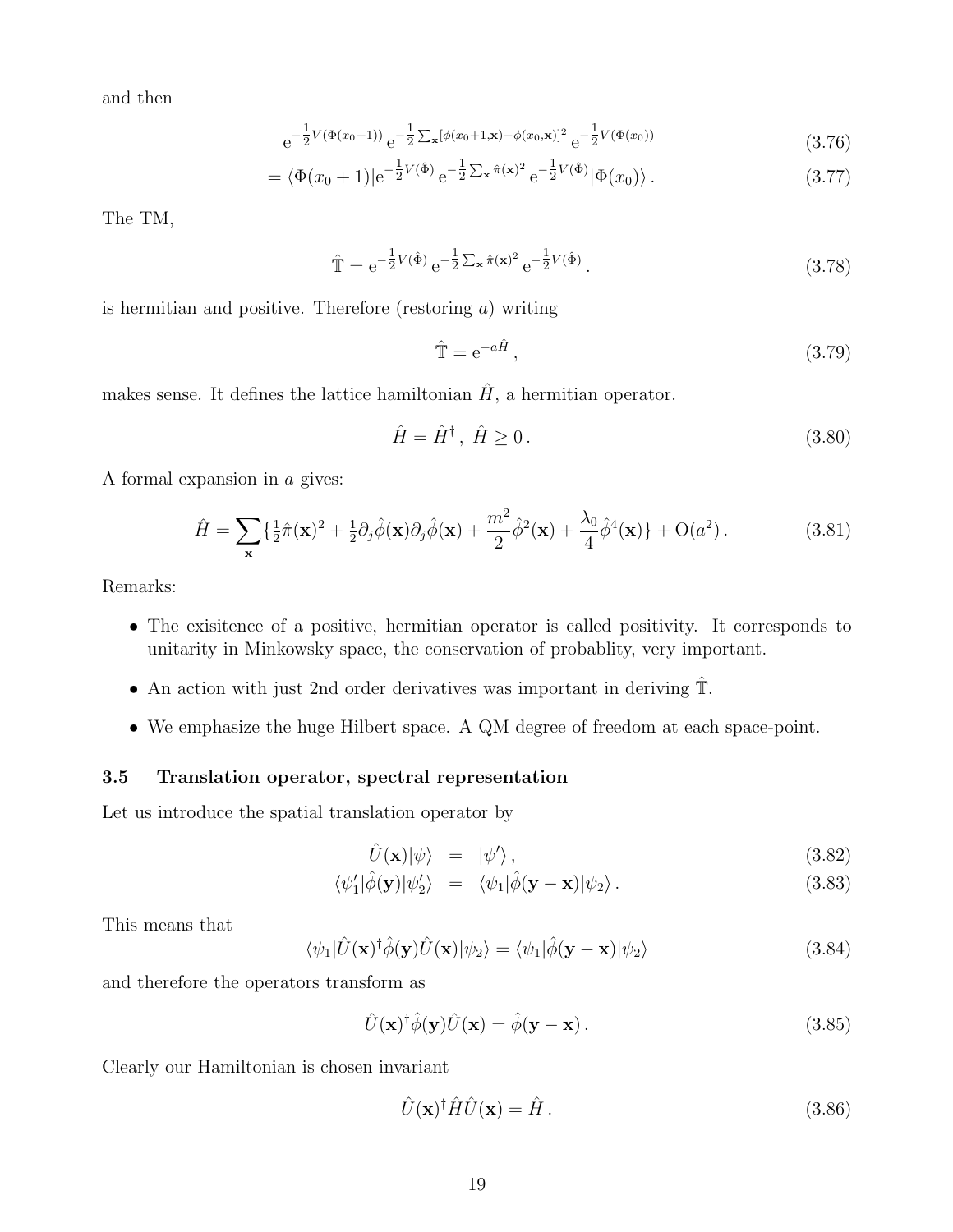and then

$$
\mathrm{e}^{-\frac{1}{2}V(\Phi(x_0+1))}\,\mathrm{e}^{-\frac{1}{2}\sum_{\mathbf{x}}[\phi(x_0+1,\mathbf{x})-\phi(x_0,\mathbf{x})]^2}\,\mathrm{e}^{-\frac{1}{2}V(\Phi(x_0))} \tag{3.76}
$$

$$
= \langle\Phi(x_0+1)|\mathrm{e}^{-\frac{1}{2}V(\hat{\Phi})}\,\mathrm{e}^{-\frac{1}{2}\sum_{\mathbf{x}}\hat{\pi}(\mathbf{x})^2}\,\mathrm{e}^{-\frac{1}{2}V(\hat{\Phi})}|\Phi(x_0)\rangle\,. \tag{3.77}
$$

The TM,

$$
\hat{\mathbb{T}} = \mathrm{e}^{-\frac{1}{2}V(\hat{\Phi})}\,\mathrm{e}^{-\frac{1}{2}\sum_{\mathbf{x}}\hat{\pi}(\mathbf{x})^2}\,\mathrm{e}^{-\frac{1}{2}V(\hat{\Phi})}\,. \tag{3.78}
$$

is hermitian and positive. Therefore (restoring $a$) writing

$$
\hat{\mathbb{T}} = \mathrm{e}^{-a\hat{H}}\,, \tag{3.79}
$$

makes sense. It defines the lattice hamiltonian $\hat{H}$, a hermitian operator.

$$
\hat{H} = \hat{H}^\dagger\,,\ \hat{H} \geq 0\,. \tag{3.80}
$$

A formal expansion in $a$ gives:

$$
\hat{H} = \sum_{\mathbf{x}}\{\tfrac{1}{2}\hat{\pi}(\mathbf{x})^2 + \tfrac{1}{2}\partial_j\hat{\phi}(\mathbf{x})\partial_j\hat{\phi}(\mathbf{x}) + \frac{m^2}{2}\hat{\phi}^2(\mathbf{x}) + \frac{\lambda_0}{4}\hat{\phi}^4(\mathbf{x})\} + \mathrm{O}(a^2)\,. \tag{3.81}
$$

Remarks:

- The exisitence of a positive, hermitian operator is called positivity. It corresponds to unitarity in Minkowsky space, the conservation of probablity, very important.
- An action with just 2nd order derivatives was important in deriving $\hat{\mathbb{T}}$.
- We emphasize the huge Hilbert space. A QM degree of freedom at each space-point.

### 3.5 Translation operator, spectral representation

Let us introduce the spatial translation operator by

$$
\hat{U}(\mathbf{x})|\psi\rangle = |\psi'\rangle\,, \tag{3.82}
$$

$$
\langle\psi_1'|\hat{\phi}(\mathbf{y})|\psi_2'\rangle = \langle\psi_1|\hat{\phi}(\mathbf{y}-\mathbf{x})|\psi_2\rangle\,. \tag{3.83}
$$

This means that

$$
\langle\psi_1|\hat{U}(\mathbf{x})^\dagger\hat{\phi}(\mathbf{y})\hat{U}(\mathbf{x})|\psi_2\rangle = \langle\psi_1|\hat{\phi}(\mathbf{y}-\mathbf{x})|\psi_2\rangle \tag{3.84}
$$

and therefore the operators transform as

$$
\hat{U}(\mathbf{x})^\dagger\hat{\phi}(\mathbf{y})\hat{U}(\mathbf{x}) = \hat{\phi}(\mathbf{y}-\mathbf{x})\,. \tag{3.85}
$$

Clearly our Hamiltonian is chosen invariant

$$
\hat{U}(\mathbf{x})^\dagger\hat{H}\hat{U}(\mathbf{x}) = \hat{H}\,. \tag{3.86}
$$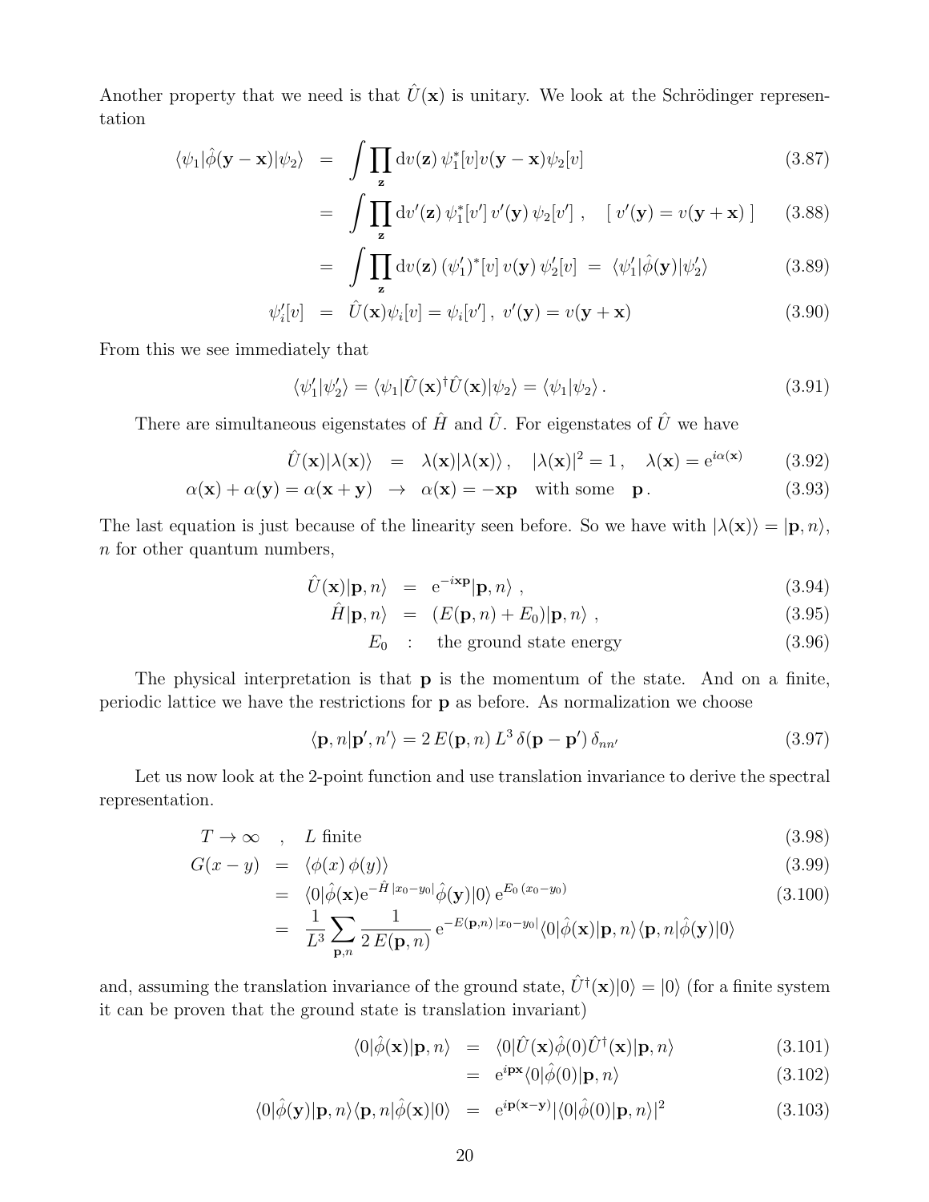Another property that we need is that $\hat{U}(\mathbf{x})$ is unitary. We look at the Schrödinger representation

$$
\begin{aligned}
\langle \psi_1 | \hat{\phi}(\mathbf{y}-\mathbf{x}) | \psi_2 \rangle &= \int \prod_{\mathbf{z}} \mathrm{d}v(\mathbf{z})\, \psi_1^*[v] v(\mathbf{y}-\mathbf{x}) \psi_2[v] && (3.87)\\
&= \int \prod_{\mathbf{z}} \mathrm{d}v'(\mathbf{z})\, \psi_1^*[v']\, v'(\mathbf{y})\, \psi_2[v']\,, \quad [\, v'(\mathbf{y}) = v(\mathbf{y}+\mathbf{x})\,] && (3.88)\\
&= \int \prod_{\mathbf{z}} \mathrm{d}v(\mathbf{z})\, (\psi_1')^*[v]\, v(\mathbf{y})\, \psi_2'[v] \;=\; \langle \psi_1' | \hat{\phi}(\mathbf{y}) | \psi_2' \rangle && (3.89)\\
\psi_i'[v] &= \hat{U}(\mathbf{x}) \psi_i[v] = \psi_i[v']\,,\; v'(\mathbf{y}) = v(\mathbf{y}+\mathbf{x}) && (3.90)
\end{aligned}
$$

From this we see immediately that

$$
\langle \psi_1' | \psi_2' \rangle = \langle \psi_1 | \hat{U}(\mathbf{x})^\dagger \hat{U}(\mathbf{x}) | \psi_2 \rangle = \langle \psi_1 | \psi_2 \rangle\,. \tag{3.91}
$$

There are simultaneous eigenstates of $\hat{H}$ and $\hat{U}$. For eigenstates of $\hat{U}$ we have

$$
\begin{aligned}
\hat{U}(\mathbf{x}) | \lambda(\mathbf{x}) \rangle &= \lambda(\mathbf{x}) | \lambda(\mathbf{x}) \rangle\,, \quad |\lambda(\mathbf{x})|^2 = 1\,, \quad \lambda(\mathbf{x}) = \mathrm{e}^{i\alpha(\mathbf{x})} && (3.92)\\
\alpha(\mathbf{x}) + \alpha(\mathbf{y}) = \alpha(\mathbf{x}+\mathbf{y}) &\;\rightarrow\; \alpha(\mathbf{x}) = -\mathbf{x}\mathbf{p} \quad \text{with some} \quad \mathbf{p}\,. && (3.93)
\end{aligned}
$$

The last equation is just because of the linearity seen before. So we have with $|\lambda(\mathbf{x})\rangle = |\mathbf{p}, n\rangle$, $n$ for other quantum numbers,

$$
\begin{aligned}
\hat{U}(\mathbf{x}) | \mathbf{p}, n \rangle &= \mathrm{e}^{-i\mathbf{x}\mathbf{p}} | \mathbf{p}, n \rangle\,, && (3.94)\\
\hat{H} | \mathbf{p}, n \rangle &= (E(\mathbf{p}, n) + E_0) | \mathbf{p}, n \rangle\,, && (3.95)\\
E_0 &: \quad \text{the ground state energy} && (3.96)
\end{aligned}
$$

The physical interpretation is that $\mathbf{p}$ is the momentum of the state. And on a finite, periodic lattice we have the restrictions for $\mathbf{p}$ as before. As normalization we choose

$$
\langle \mathbf{p}, n | \mathbf{p}', n' \rangle = 2\, E(\mathbf{p}, n)\, L^3\, \delta(\mathbf{p}-\mathbf{p}')\, \delta_{nn'} \tag{3.97}
$$

Let us now look at the 2-point function and use translation invariance to derive the spectral representation.

$$
\begin{aligned}
T \to \infty \quad &, \quad L \text{ finite} && (3.98)\\
G(x-y) &= \langle \phi(x)\, \phi(y) \rangle && (3.99)\\
&= \langle 0 | \hat{\phi}(\mathbf{x}) \mathrm{e}^{-\hat{H}\,|x_0-y_0|} \hat{\phi}(\mathbf{y}) | 0 \rangle\, \mathrm{e}^{E_0\,(x_0-y_0)} && (3.100)\\
&= \frac{1}{L^3} \sum_{\mathbf{p},n} \frac{1}{2\,E(\mathbf{p},n)}\, \mathrm{e}^{-E(\mathbf{p},n)\,|x_0-y_0|} \langle 0 | \hat{\phi}(\mathbf{x}) | \mathbf{p}, n \rangle \langle \mathbf{p}, n | \hat{\phi}(\mathbf{y}) | 0 \rangle
\end{aligned}
$$

and, assuming the translation invariance of the ground state, $\hat{U}^\dagger(\mathbf{x})|0\rangle = |0\rangle$ (for a finite system it can be proven that the ground state is translation invariant)

$$
\begin{aligned}
\langle 0 | \hat{\phi}(\mathbf{x}) | \mathbf{p}, n \rangle &= \langle 0 | \hat{U}(\mathbf{x}) \hat{\phi}(0) \hat{U}^\dagger(\mathbf{x}) | \mathbf{p}, n \rangle && (3.101)\\
&= \mathrm{e}^{i\mathbf{p}\mathbf{x}} \langle 0 | \hat{\phi}(0) | \mathbf{p}, n \rangle && (3.102)\\
\langle 0 | \hat{\phi}(\mathbf{y}) | \mathbf{p}, n \rangle \langle \mathbf{p}, n | \hat{\phi}(\mathbf{x}) | 0 \rangle &= \mathrm{e}^{i\mathbf{p}(\mathbf{x}-\mathbf{y})} | \langle 0 | \hat{\phi}(0) | \mathbf{p}, n \rangle |^2 && (3.103)
\end{aligned}
$$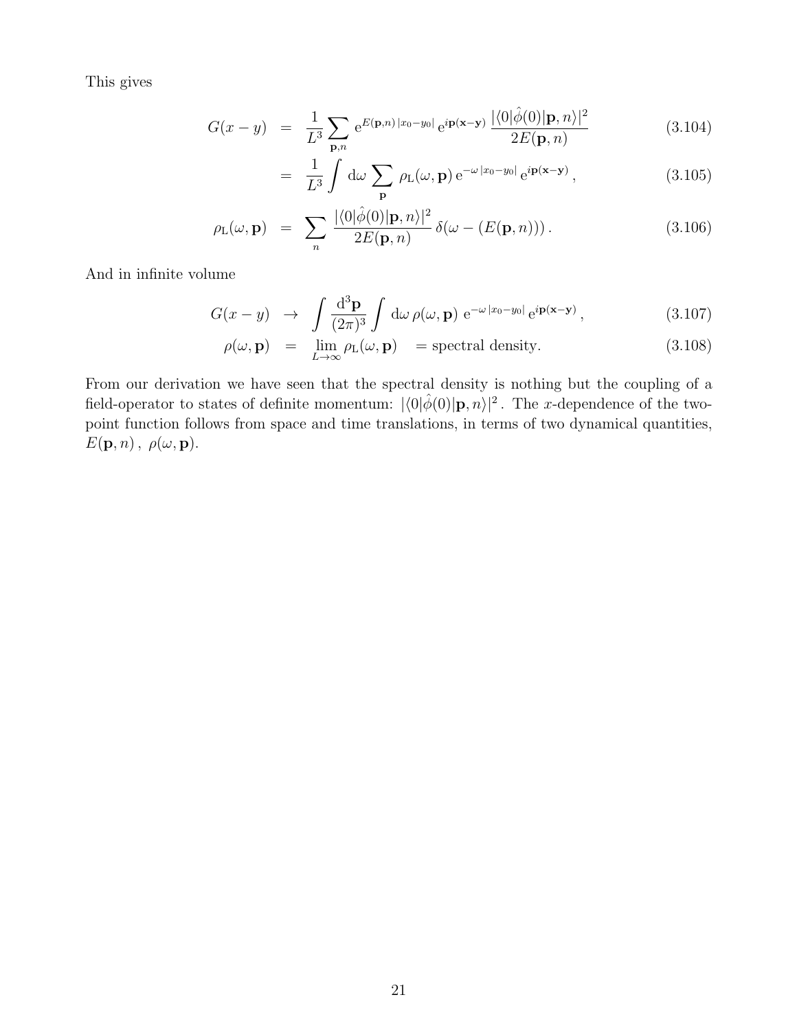This gives

$$
\begin{aligned}
G(x-y) &= \frac{1}{L^3}\sum_{\mathbf{p},n} \mathrm{e}^{E(\mathbf{p},n)\,|x_0-y_0|}\,\mathrm{e}^{i\mathbf{p}(\mathbf{x}-\mathbf{y})}\,\frac{|\langle 0|\hat{\phi}(0)|\mathbf{p},n\rangle|^2}{2E(\mathbf{p},n)} && (3.104)\\
&= \frac{1}{L^3}\int \mathrm{d}\omega \sum_{\mathbf{p}} \rho_{\mathrm{L}}(\omega,\mathbf{p})\,\mathrm{e}^{-\omega\,|x_0-y_0|}\,\mathrm{e}^{i\mathbf{p}(\mathbf{x}-\mathbf{y})}\,, && (3.105)
\end{aligned}
$$

$$
\rho_{\mathrm{L}}(\omega,\mathbf{p}) = \sum_n \frac{|\langle 0|\hat{\phi}(0)|\mathbf{p},n\rangle|^2}{2E(\mathbf{p},n)}\,\delta(\omega-(E(\mathbf{p},n)))\,. \qquad (3.106)
$$

And in infinite volume

$$
\begin{aligned}
G(x-y) &\to \int \frac{\mathrm{d}^3\mathbf{p}}{(2\pi)^3}\int \mathrm{d}\omega\,\rho(\omega,\mathbf{p})\,\mathrm{e}^{-\omega\,|x_0-y_0|}\,\mathrm{e}^{i\mathbf{p}(\mathbf{x}-\mathbf{y})}\,, && (3.107)\\
\rho(\omega,\mathbf{p}) &= \lim_{L\to\infty}\rho_{\mathrm{L}}(\omega,\mathbf{p}) \quad = \text{spectral density.} && (3.108)
\end{aligned}
$$

From our derivation we have seen that the spectral density is nothing but the coupling of a field-operator to states of definite momentum: $|\langle 0|\hat{\phi}(0)|\mathbf{p},n\rangle|^2$. The $x$-dependence of the two-point function follows from space and time translations, in terms of two dynamical quantities, $E(\mathbf{p},n)\,,\ \rho(\omega,\mathbf{p})$.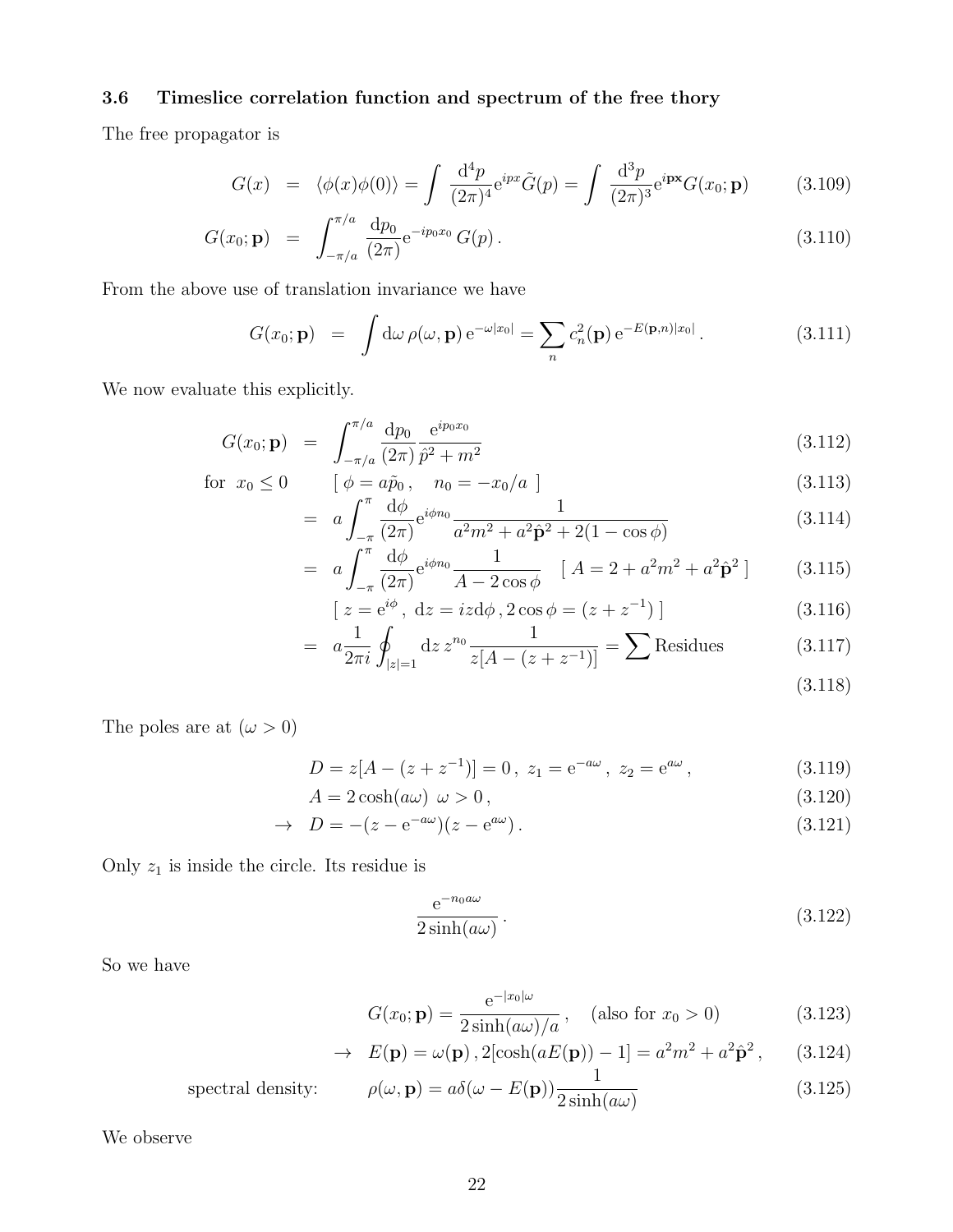### 3.6 Timeslice correlation function and spectrum of the free thory

The free propagator is

$$G(x) = \langle\phi(x)\phi(0)\rangle = \int \frac{\mathrm{d}^4p}{(2\pi)^4}\mathrm{e}^{ipx}\tilde{G}(p) = \int \frac{\mathrm{d}^3p}{(2\pi)^3}\mathrm{e}^{i\mathbf{px}}G(x_0;\mathbf{p}) \tag{3.109}$$

$$G(x_0;\mathbf{p}) = \int_{-\pi/a}^{\pi/a} \frac{\mathrm{d}p_0}{(2\pi)}\mathrm{e}^{-ip_0x_0}\,G(p)\,. \tag{3.110}$$

From the above use of translation invariance we have

$$G(x_0;\mathbf{p}) = \int \mathrm{d}\omega\,\rho(\omega,\mathbf{p})\,\mathrm{e}^{-\omega|x_0|} = \sum_n c_n^2(\mathbf{p})\,\mathrm{e}^{-E(\mathbf{p},n)|x_0|}\,. \tag{3.111}$$

We now evaluate this explicitly.

$$G(x_0;\mathbf{p}) = \int_{-\pi/a}^{\pi/a} \frac{\mathrm{d}p_0}{(2\pi)}\frac{\mathrm{e}^{ip_0x_0}}{\hat{p}^2+m^2} \tag{3.112}$$

$$\text{for } x_0 \le 0 \qquad [\ \phi = a\tilde{p}_0\,, \quad n_0 = -x_0/a\ ] \tag{3.113}$$

$$= a\int_{-\pi}^{\pi}\frac{\mathrm{d}\phi}{(2\pi)}\mathrm{e}^{i\phi n_0}\frac{1}{a^2m^2+a^2\hat{\mathbf{p}}^2+2(1-\cos\phi)} \tag{3.114}$$

$$= a\int_{-\pi}^{\pi}\frac{\mathrm{d}\phi}{(2\pi)}\mathrm{e}^{i\phi n_0}\frac{1}{A-2\cos\phi} \quad [\ A = 2+a^2m^2+a^2\hat{\mathbf{p}}^2\ ] \tag{3.115}$$

$$[\ z = \mathrm{e}^{i\phi}\,,\ \mathrm{d}z = iz\mathrm{d}\phi\,, 2\cos\phi = (z+z^{-1})\ ] \tag{3.116}$$

$$= a\frac{1}{2\pi i}\oint_{|z|=1}\mathrm{d}z\,z^{n_0}\frac{1}{z[A-(z+z^{-1})]} = \sum \text{Residues} \tag{3.117}$$

$$\tag{3.118}$$

The poles are at ($\omega > 0$)

$$D = z[A-(z+z^{-1})] = 0\,,\ z_1 = \mathrm{e}^{-a\omega}\,,\ z_2 = \mathrm{e}^{a\omega}\,, \tag{3.119}$$

$$A = 2\cosh(a\omega)\ \ \omega > 0\,, \tag{3.120}$$

$$\to\ D = -(z-\mathrm{e}^{-a\omega})(z-\mathrm{e}^{a\omega})\,. \tag{3.121}$$

Only $z_1$ is inside the circle. Its residue is

$$\frac{\mathrm{e}^{-n_0a\omega}}{2\sinh(a\omega)}\,. \tag{3.122}$$

So we have

$$G(x_0;\mathbf{p}) = \frac{\mathrm{e}^{-|x_0|\omega}}{2\sinh(a\omega)/a}\,, \quad (\text{also for } x_0 > 0) \tag{3.123}$$

$$\to\ E(\mathbf{p}) = \omega(\mathbf{p})\,, 2[\cosh(aE(\mathbf{p}))-1] = a^2m^2+a^2\hat{\mathbf{p}}^2\,, \tag{3.124}$$

$$\text{spectral density:} \qquad \rho(\omega,\mathbf{p}) = a\delta(\omega-E(\mathbf{p}))\frac{1}{2\sinh(a\omega)} \tag{3.125}$$

We observe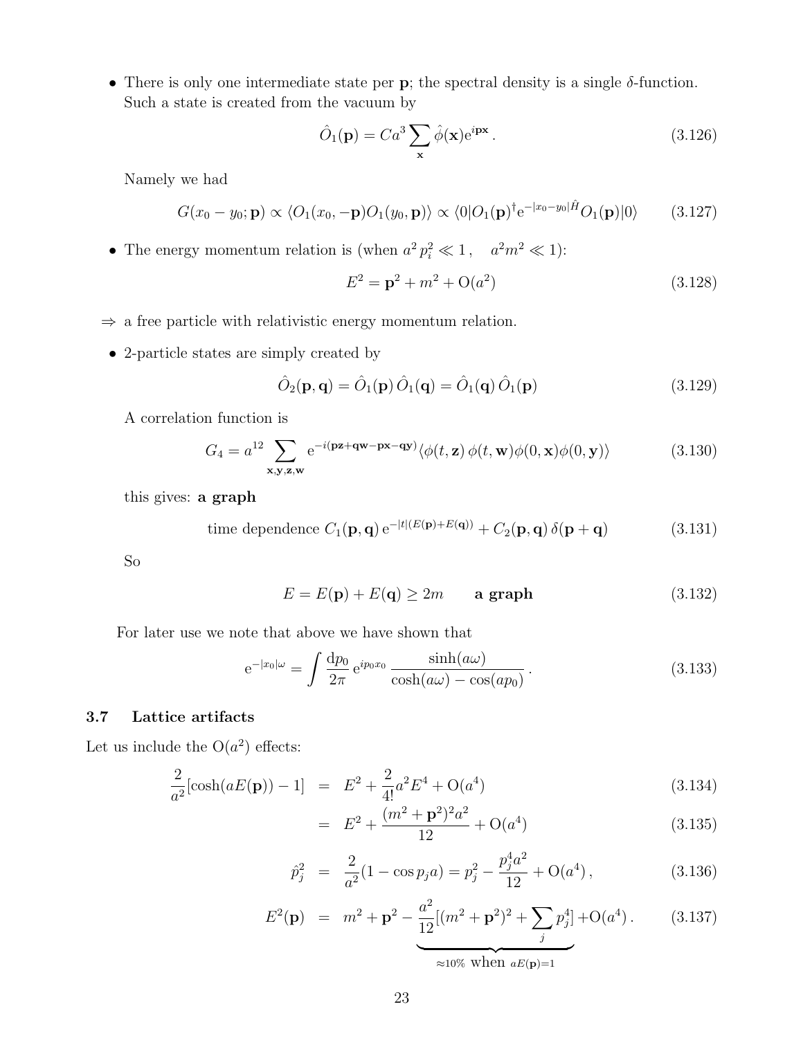- There is only one intermediate state per $\mathbf{p}$; the spectral density is a single $\delta$-function. Such a state is created from the vacuum by

$$\hat{O}_1(\mathbf{p}) = Ca^3 \sum_{\mathbf{x}} \hat{\phi}(\mathbf{x}) \mathrm{e}^{i\mathbf{p}\mathbf{x}} \,. \tag{3.126}$$

  Namely we had

$$G(x_0 - y_0; \mathbf{p}) \propto \langle O_1(x_0, -\mathbf{p}) O_1(y_0, \mathbf{p}) \rangle \propto \langle 0 | O_1(\mathbf{p})^\dagger \mathrm{e}^{-|x_0 - y_0|\hat{H}} O_1(\mathbf{p}) | 0 \rangle \tag{3.127}$$

- The energy momentum relation is (when $a^2 p_i^2 \ll 1 \,, \quad a^2 m^2 \ll 1$):

$$E^2 = \mathbf{p}^2 + m^2 + \mathrm{O}(a^2) \tag{3.128}$$

$\Rightarrow$ a free particle with relativistic energy momentum relation.

- 2-particle states are simply created by

$$\hat{O}_2(\mathbf{p}, \mathbf{q}) = \hat{O}_1(\mathbf{p}) \, \hat{O}_1(\mathbf{q}) = \hat{O}_1(\mathbf{q}) \, \hat{O}_1(\mathbf{p}) \tag{3.129}$$

  A correlation function is

$$G_4 = a^{12} \sum_{\mathbf{x}, \mathbf{y}, \mathbf{z}, \mathbf{w}} \mathrm{e}^{-i(\mathbf{p}\mathbf{z} + \mathbf{q}\mathbf{w} - \mathbf{p}\mathbf{x} - \mathbf{q}\mathbf{y})} \langle \phi(t, \mathbf{z}) \, \phi(t, \mathbf{w}) \phi(0, \mathbf{x}) \phi(0, \mathbf{y}) \rangle \tag{3.130}$$

  this gives: **a graph**

$$\text{time dependence } C_1(\mathbf{p}, \mathbf{q}) \, \mathrm{e}^{-|t|(E(\mathbf{p}) + E(\mathbf{q}))} + C_2(\mathbf{p}, \mathbf{q}) \, \delta(\mathbf{p} + \mathbf{q}) \tag{3.131}$$

  So

$$E = E(\mathbf{p}) + E(\mathbf{q}) \geq 2m \qquad \textbf{a graph} \tag{3.132}$$

For later use we note that above we have shown that

$$\mathrm{e}^{-|x_0|\omega} = \int \frac{\mathrm{d}p_0}{2\pi} \, \mathrm{e}^{ip_0 x_0} \, \frac{\sinh(a\omega)}{\cosh(a\omega) - \cos(ap_0)} \,. \tag{3.133}$$

### 3.7 Lattice artifacts

Let us include the $\mathrm{O}(a^2)$ effects:

$$\begin{aligned}
\frac{2}{a^2}[\cosh(aE(\mathbf{p})) - 1] &= E^2 + \frac{2}{4!} a^2 E^4 + \mathrm{O}(a^4) & (3.134)\\
&= E^2 + \frac{(m^2 + \mathbf{p}^2)^2 a^2}{12} + \mathrm{O}(a^4) & (3.135)\\
\hat{p}_j^2 &= \frac{2}{a^2}(1 - \cos p_j a) = p_j^2 - \frac{p_j^4 a^2}{12} + \mathrm{O}(a^4) \,, & (3.136)\\
E^2(\mathbf{p}) &= m^2 + \mathbf{p}^2 \underbrace{- \frac{a^2}{12}[(m^2 + \mathbf{p}^2)^2 + \sum_j p_j^4]}_{\approx 10\% \text{ when } aE(\mathbf{p}) = 1} + \mathrm{O}(a^4) \,. & (3.137)
\end{aligned}$$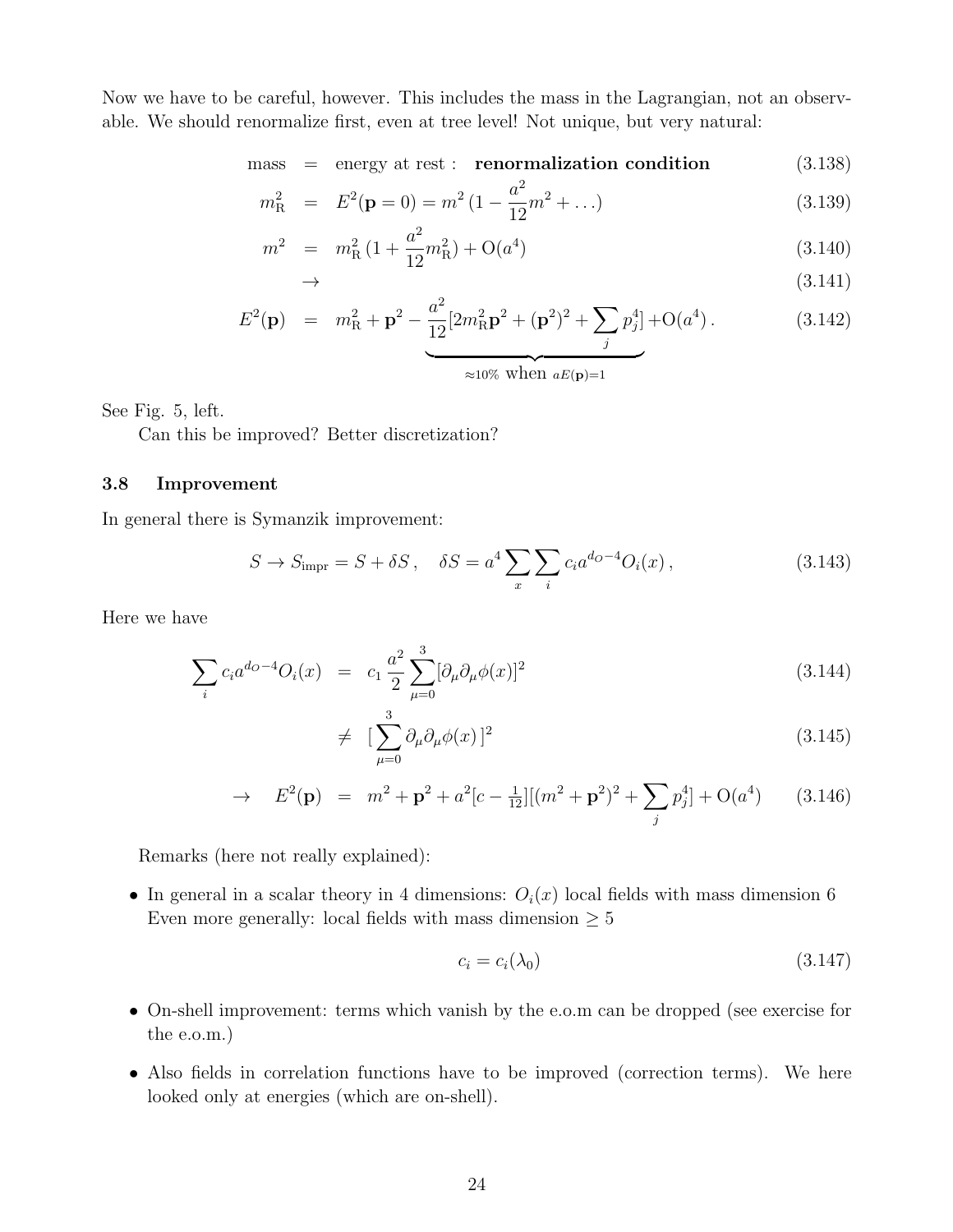Now we have to be careful, however. This includes the mass in the Lagrangian, not an observable. We should renormalize first, even at tree level! Not unique, but very natural:

$$
\begin{aligned}
\text{mass} &= \text{energy at rest} : \quad \textbf{renormalization condition} && (3.138)\\
m_\mathrm{R}^2 &= E^2(\mathbf{p}=0) = m^2\,(1 - \frac{a^2}{12}m^2 + \ldots) && (3.139)\\
m^2 &= m_\mathrm{R}^2\,(1 + \frac{a^2}{12}m_\mathrm{R}^2) + \mathrm{O}(a^4) && (3.140)\\
&\rightarrow && (3.141)\\
E^2(\mathbf{p}) &= m_\mathrm{R}^2 + \mathbf{p}^2 \underbrace{- \frac{a^2}{12}[2m_\mathrm{R}^2\mathbf{p}^2 + (\mathbf{p}^2)^2 + \sum_j p_j^4]}_{\approx 10\%\text{ when } aE(\mathbf{p})=1} + \mathrm{O}(a^4)\,. && (3.142)
\end{aligned}
$$

See Fig. 5, left.

Can this be improved? Better discretization?

### 3.8 Improvement

In general there is Symanzik improvement:

$$
S \rightarrow S_\mathrm{impr} = S + \delta S\,, \quad \delta S = a^4 \sum_x \sum_i c_i a^{d_O - 4} O_i(x)\,, \tag{3.143}
$$

Here we have

$$
\begin{aligned}
\sum_i c_i a^{d_O-4} O_i(x) &= c_1\,\frac{a^2}{2}\sum_{\mu=0}^{3}[\partial_\mu\partial_\mu\phi(x)]^2 && (3.144)\\
&\neq [\sum_{\mu=0}^{3}\partial_\mu\partial_\mu\phi(x)\,]^2 && (3.145)\\
\rightarrow \quad E^2(\mathbf{p}) &= m^2 + \mathbf{p}^2 + a^2[c - \tfrac{1}{12}][(m^2 + \mathbf{p}^2)^2 + \sum_j p_j^4] + \mathrm{O}(a^4) && (3.146)
\end{aligned}
$$

Remarks (here not really explained):

- In general in a scalar theory in 4 dimensions: $O_i(x)$ local fields with mass dimension 6
  Even more generally: local fields with mass dimension $\geq 5$

$$
c_i = c_i(\lambda_0) \tag{3.147}
$$

- On-shell improvement: terms which vanish by the e.o.m can be dropped (see exercise for the e.o.m.)
- Also fields in correlation functions have to be improved (correction terms). We here looked only at energies (which are on-shell).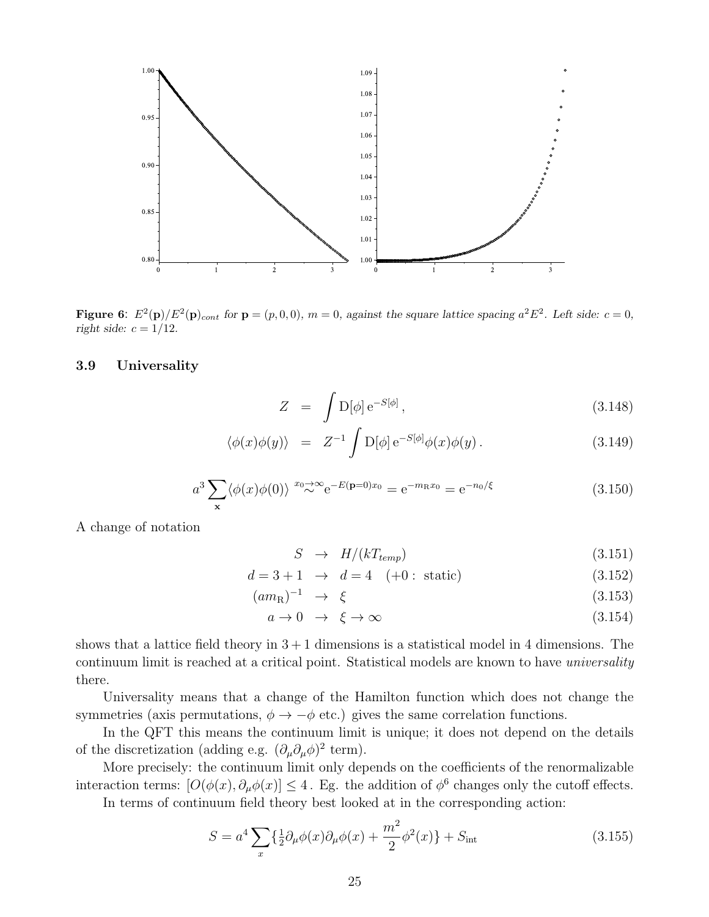**Figure 6**: $E^2(\mathbf{p})/E^2(\mathbf{p})_{cont}$ for $\mathbf{p} = (p, 0, 0)$, $m = 0$, against the square lattice spacing $a^2E^2$. Left side: $c = 0$, right side: $c = 1/12$.

### 3.9 Universality

$$Z = \int \mathrm{D}[\phi]\, \mathrm{e}^{-S[\phi]}\,, \tag{3.148}$$

$$\langle \phi(x)\phi(y)\rangle = Z^{-1} \int \mathrm{D}[\phi]\, \mathrm{e}^{-S[\phi]} \phi(x)\phi(y)\,. \tag{3.149}$$

$$a^3 \sum_{\mathbf{x}} \langle \phi(x)\phi(0)\rangle \overset{x_0\to\infty}{\sim} \mathrm{e}^{-E(\mathbf{p}=0)x_0} = \mathrm{e}^{-m_{\mathrm{R}}x_0} = \mathrm{e}^{-n_0/\xi} \tag{3.150}$$

A change of notation

$$S \;\to\; H/(kT_{temp}) \tag{3.151}$$

$$d = 3+1 \;\to\; d = 4 \quad (+0: \text{ static}) \tag{3.152}$$

$$(am_{\mathrm{R}})^{-1} \;\to\; \xi \tag{3.153}$$

$$a \to 0 \;\to\; \xi \to \infty \tag{3.154}$$

shows that a lattice field theory in $3+1$ dimensions is a statistical model in 4 dimensions. The continuum limit is reached at a critical point. Statistical models are known to have *universality* there.

Universality means that a change of the Hamilton function which does not change the symmetries (axis permutations, $\phi \to -\phi$ etc.) gives the same correlation functions.

In the QFT this means the continuum limit is unique; it does not depend on the details of the discretization (adding e.g. $(\partial_\mu\partial_\mu\phi)^2$ term).

More precisely: the continuum limit only depends on the coefficients of the renormalizable interaction terms: $[O(\phi(x), \partial_\mu\phi(x)] \leq 4$. Eg. the addition of $\phi^6$ changes only the cutoff effects.

In terms of continuum field theory best looked at in the corresponding action:

$$S = a^4 \sum_x \{ \tfrac{1}{2}\partial_\mu\phi(x)\partial_\mu\phi(x) + \frac{m^2}{2}\phi^2(x)\} + S_{\mathrm{int}} \tag{3.155}$$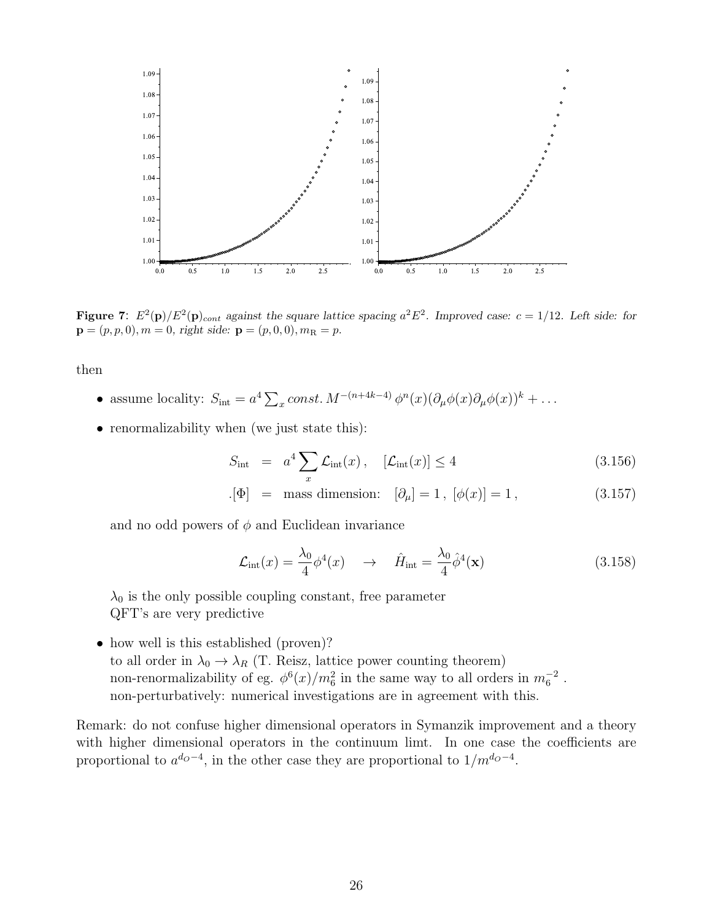**Figure 7**: $E^2(\mathbf{p})/E^2(\mathbf{p})_{cont}$ *against the square lattice spacing* $a^2E^2$. *Improved case:* $c = 1/12$. *Left side: for* $\mathbf{p} = (p, p, 0), m = 0$, *right side:* $\mathbf{p} = (p, 0, 0), m_\mathrm{R} = p$.

then

- assume locality: $S_\mathrm{int} = a^4 \sum_x const.\, M^{-(n+4k-4)}\, \phi^n(x)(\partial_\mu\phi(x)\partial_\mu\phi(x))^k + \ldots$
- renormalizability when (we just state this):

$$S_\mathrm{int} = a^4 \sum_x \mathcal{L}_\mathrm{int}(x)\,, \quad [\mathcal{L}_\mathrm{int}(x)] \leq 4 \tag{3.156}$$

$$.[\Phi] = \text{mass dimension:} \quad [\partial_\mu] = 1\,,\ [\phi(x)] = 1\,, \tag{3.157}$$

  and no odd powers of $\phi$ and Euclidean invariance

$$\mathcal{L}_\mathrm{int}(x) = \frac{\lambda_0}{4}\phi^4(x) \quad \rightarrow \quad \hat{H}_\mathrm{int} = \frac{\lambda_0}{4}\hat{\phi}^4(\mathbf{x}) \tag{3.158}$$

  $\lambda_0$ is the only possible coupling constant, free parameter
  QFT's are very predictive

- how well is this established (proven)?
  to all order in $\lambda_0 \rightarrow \lambda_R$ (T. Reisz, lattice power counting theorem)
  non-renormalizability of eg. $\phi^6(x)/m_6^2$ in the same way to all orders in $m_6^{-2}$ .
  non-perturbatively: numerical investigations are in agreement with this.

Remark: do not confuse higher dimensional operators in Symanzik improvement and a theory with higher dimensional operators in the continuum limt. In one case the coefficients are proportional to $a^{d_O-4}$, in the other case they are proportional to $1/m^{d_O-4}$.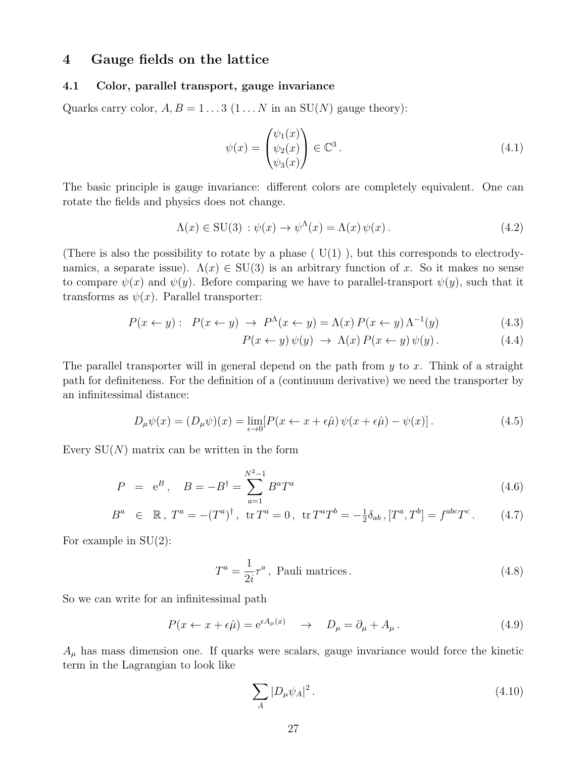## 4 Gauge fields on the lattice

### 4.1 Color, parallel transport, gauge invariance

Quarks carry color, $A, B = 1 \dots 3$ ($1 \dots N$ in an SU($N$) gauge theory):

$$\psi(x) = \begin{pmatrix} \psi_1(x) \\ \psi_2(x) \\ \psi_3(x) \end{pmatrix} \in \mathbb{C}^3 . \tag{4.1}$$

The basic principle is gauge invariance: different colors are completely equivalent. One can rotate the fields and physics does not change.

$$\Lambda(x) \in \mathrm{SU}(3) \, : \psi(x) \to \psi^{\Lambda}(x) = \Lambda(x)\, \psi(x) . \tag{4.2}$$

(There is also the possibility to rotate by a phase ( U(1) ), but this corresponds to electrodynamics, a separate issue). $\Lambda(x) \in \mathrm{SU}(3)$ is an arbitrary function of $x$. So it makes no sense to compare $\psi(x)$ and $\psi(y)$. Before comparing we have to parallel-transport $\psi(y)$, such that it transforms as $\psi(x)$. Parallel transporter:

$$P(x \leftarrow y): \quad P(x \leftarrow y) \;\to\; P^{\Lambda}(x \leftarrow y) = \Lambda(x)\, P(x \leftarrow y)\, \Lambda^{-1}(y) \tag{4.3}$$

$$P(x \leftarrow y)\, \psi(y) \;\to\; \Lambda(x)\, P(x \leftarrow y)\, \psi(y) . \tag{4.4}$$

The parallel transporter will in general depend on the path from $y$ to $x$. Think of a straight path for definiteness. For the definition of a (continuum derivative) we need the transporter by an infinitessimal distance:

$$D_\mu \psi(x) = (D_\mu \psi)(x) = \lim_{\epsilon \to 0} [P(x \leftarrow x + \epsilon\hat{\mu})\, \psi(x + \epsilon\hat{\mu}) - \psi(x)] . \tag{4.5}$$

Every SU($N$) matrix can be written in the form

$$P \;=\; \mathrm{e}^{B} , \quad B = -B^{\dagger} = \sum_{a=1}^{N^2-1} B^a T^a \tag{4.6}$$

$$B^a \;\in\; \mathbb{R} ,\; T^a = -(T^a)^{\dagger} ,\; \operatorname{tr} T^a = 0 ,\; \operatorname{tr} T^a T^b = -\tfrac{1}{2}\delta_{ab} , [T^a, T^b] = f^{abc} T^c . \tag{4.7}$$

For example in SU(2):

$$T^a = \frac{1}{2i}\tau^a , \text{ Pauli matrices} . \tag{4.8}$$

So we can write for an infinitessimal path

$$P(x \leftarrow x + \epsilon\hat{\mu}) = \mathrm{e}^{\epsilon A_\mu(x)} \quad \to \quad D_\mu = \partial_\mu + A_\mu . \tag{4.9}$$

$A_\mu$ has mass dimension one. If quarks were scalars, gauge invariance would force the kinetic term in the Lagrangian to look like

$$\sum_A |D_\mu \psi_A|^2 . \tag{4.10}$$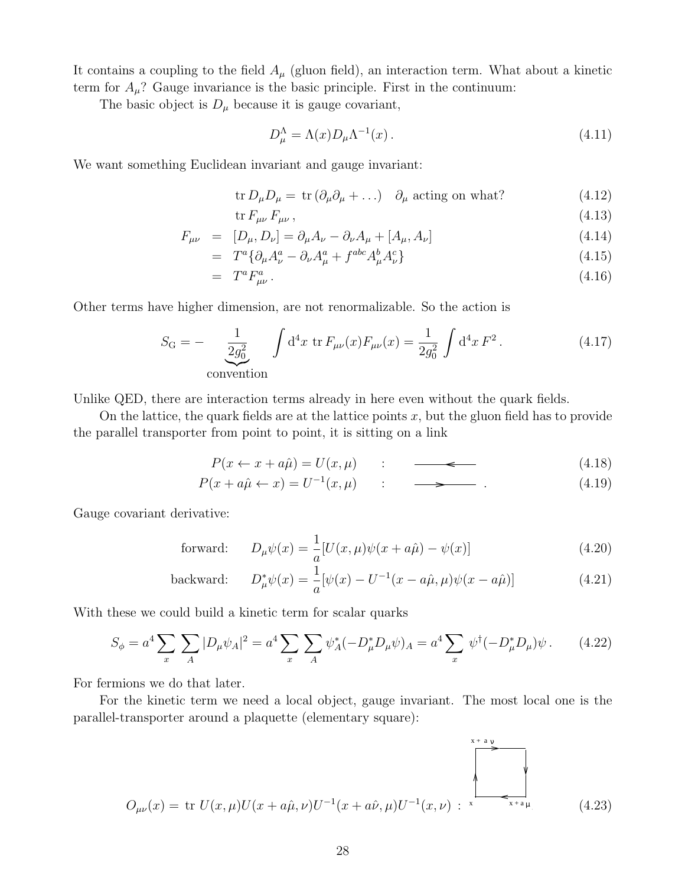It contains a coupling to the field $A_\mu$ (gluon field), an interaction term. What about a kinetic term for $A_\mu$? Gauge invariance is the basic principle. First in the continuum:

The basic object is $D_\mu$ because it is gauge covariant,

$$D_\mu^\Lambda = \Lambda(x) D_\mu \Lambda^{-1}(x)\,. \tag{4.11}$$

We want something Euclidean invariant and gauge invariant:

$$\mathrm{tr}\, D_\mu D_\mu = \mathrm{tr}\,(\partial_\mu \partial_\mu + \ldots) \quad \partial_\mu \text{ acting on what?} \tag{4.12}$$

$$\mathrm{tr}\, F_{\mu\nu}\, F_{\mu\nu}\,, \tag{4.13}$$

$$\begin{aligned} F_{\mu\nu} &= [D_\mu, D_\nu] = \partial_\mu A_\nu - \partial_\nu A_\mu + [A_\mu, A_\nu] && (4.14)\\ &= T^a \{\partial_\mu A_\nu^a - \partial_\nu A_\mu^a + f^{abc} A_\mu^b A_\nu^c\} && (4.15)\\ &= T^a F_{\mu\nu}^a\,. && (4.16) \end{aligned}$$

Other terms have higher dimension, are not renormalizable. So the action is

$$S_\mathrm{G} = -\underbrace{\frac{1}{2g_0^2}}_{\text{convention}} \int \mathrm{d}^4 x\ \mathrm{tr}\, F_{\mu\nu}(x) F_{\mu\nu}(x) = \frac{1}{2g_0^2} \int \mathrm{d}^4 x\, F^2\,. \tag{4.17}$$

Unlike QED, there are interaction terms already in here even without the quark fields.

On the lattice, the quark fields are at the lattice points $x$, but the gluon field has to provide the parallel transporter from point to point, it is sitting on a link

$$P(x \leftarrow x + a\hat{\mu}) = U(x, \mu) \quad : \quad \longleftarrow \tag{4.18}$$

$$P(x + a\hat{\mu} \leftarrow x) = U^{-1}(x, \mu) \quad : \quad \longrightarrow\,. \tag{4.19}$$

Gauge covariant derivative:

$$\text{forward:} \qquad D_\mu \psi(x) = \frac{1}{a}[U(x,\mu)\psi(x + a\hat{\mu}) - \psi(x)] \tag{4.20}$$

$$\text{backward:} \qquad D_\mu^* \psi(x) = \frac{1}{a}[\psi(x) - U^{-1}(x - a\hat{\mu}, \mu)\psi(x - a\hat{\mu})] \tag{4.21}$$

With these we could build a kinetic term for scalar quarks

$$S_\phi = a^4 \sum_x \sum_A |D_\mu \psi_A|^2 = a^4 \sum_x \sum_A \psi_A^* (-D_\mu^* D_\mu \psi)_A = a^4 \sum_x \psi^\dagger (-D_\mu^* D_\mu)\psi\,. \tag{4.22}$$

For fermions we do that later.

For the kinetic term we need a local object, gauge invariant. The most local one is the parallel-transporter around a plaquette (elementary square):

$$O_{\mu\nu}(x) = \mathrm{tr}\ U(x,\mu) U(x + a\hat{\mu}, \nu) U^{-1}(x + a\hat{\nu}, \mu) U^{-1}(x, \nu) \tag{4.23}$$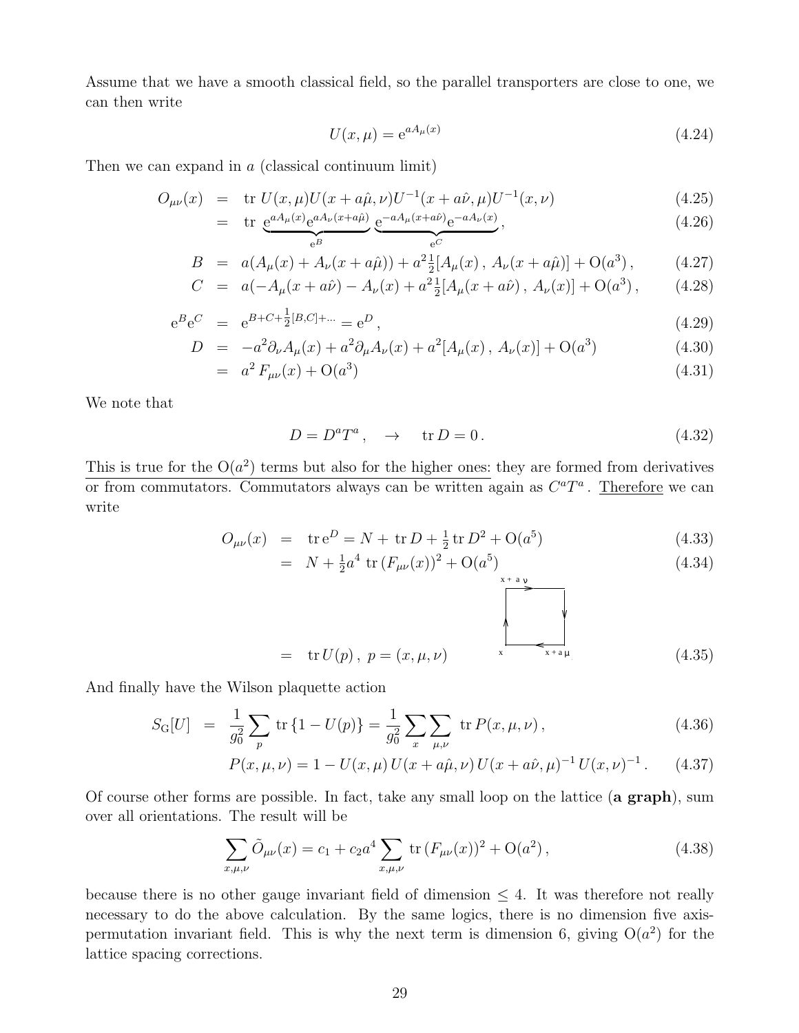Assume that we have a smooth classical field, so the parallel transporters are close to one, we can then write

$$U(x,\mu) = \mathrm{e}^{aA_\mu(x)} \tag{4.24}$$

Then we can expand in $a$ (classical continuum limit)

$$\begin{aligned}
O_{\mu\nu}(x) &= \mathrm{tr}\; U(x,\mu)U(x+a\hat{\mu},\nu)U^{-1}(x+a\hat{\nu},\mu)U^{-1}(x,\nu) &(4.25)\\
&= \mathrm{tr}\; \underbrace{\mathrm{e}^{aA_\mu(x)}\mathrm{e}^{aA_\nu(x+a\hat{\mu})}}_{\mathrm{e}^B}\;\underbrace{\mathrm{e}^{-aA_\mu(x+a\hat{\nu})}\mathrm{e}^{-aA_\nu(x)}}_{\mathrm{e}^C}, &(4.26)\\
B &= a(A_\mu(x)+A_\nu(x+a\hat{\mu})) + a^2\tfrac{1}{2}[A_\mu(x)\,,\,A_\nu(x+a\hat{\mu})] + \mathrm{O}(a^3)\,, &(4.27)\\
C &= a(-A_\mu(x+a\hat{\nu})-A_\nu(x) + a^2\tfrac{1}{2}[A_\mu(x+a\hat{\nu})\,,\,A_\nu(x)] + \mathrm{O}(a^3)\,, &(4.28)\\
\mathrm{e}^B\mathrm{e}^C &= \mathrm{e}^{B+C+\frac{1}{2}[B,C]+\ldots} = \mathrm{e}^D\,, &(4.29)\\
D &= -a^2\partial_\nu A_\mu(x) + a^2\partial_\mu A_\nu(x) + a^2[A_\mu(x)\,,\,A_\nu(x)] + \mathrm{O}(a^3) &(4.30)\\
&= a^2\,F_{\mu\nu}(x) + \mathrm{O}(a^3) &(4.31)
\end{aligned}$$

We note that

$$D = D^aT^a\,, \quad \rightarrow \quad \mathrm{tr}\,D = 0\,. \tag{4.32}$$

<u>This is true for the $\mathrm{O}(a^2)$ terms but also for the higher ones:</u> they are formed from derivatives or from commutators. Commutators always can be written again as $C^aT^a$. <u>Therefore</u> we can write

$$\begin{aligned}
O_{\mu\nu}(x) &= \mathrm{tr}\,\mathrm{e}^D = N + \mathrm{tr}\,D + \tfrac{1}{2}\,\mathrm{tr}\,D^2 + \mathrm{O}(a^5) &(4.33)\\
&= N + \tfrac{1}{2}a^4\;\mathrm{tr}\,(F_{\mu\nu}(x))^2 + \mathrm{O}(a^5) &(4.34)\\
&= \mathrm{tr}\,U(p)\,,\; p = (x,\mu,\nu) &(4.35)
\end{aligned}$$

And finally have the Wilson plaquette action

$$\begin{aligned}
S_{\mathrm{G}}[U] &= \frac{1}{g_0^2}\sum_p\;\mathrm{tr}\,\{1-U(p)\} = \frac{1}{g_0^2}\sum_x\sum_{\mu,\nu}\;\mathrm{tr}\,P(x,\mu,\nu)\,, &(4.36)\\
& P(x,\mu,\nu) = 1 - U(x,\mu)\,U(x+a\hat{\mu},\nu)\,U(x+a\hat{\nu},\mu)^{-1}\,U(x,\nu)^{-1}\,. &(4.37)
\end{aligned}$$

Of course other forms are possible. In fact, take any small loop on the lattice (**a graph**), sum over all orientations. The result will be

$$\sum_{x,\mu,\nu}\tilde{O}_{\mu\nu}(x) = c_1 + c_2a^4\sum_{x,\mu,\nu}\mathrm{tr}\,(F_{\mu\nu}(x))^2 + \mathrm{O}(a^2)\,, \tag{4.38}$$

because there is no other gauge invariant field of dimension $\leq 4$. It was therefore not really necessary to do the above calculation. By the same logics, there is no dimension five axis-permutation invariant field. This is why the next term is dimension 6, giving $\mathrm{O}(a^2)$ for the lattice spacing corrections.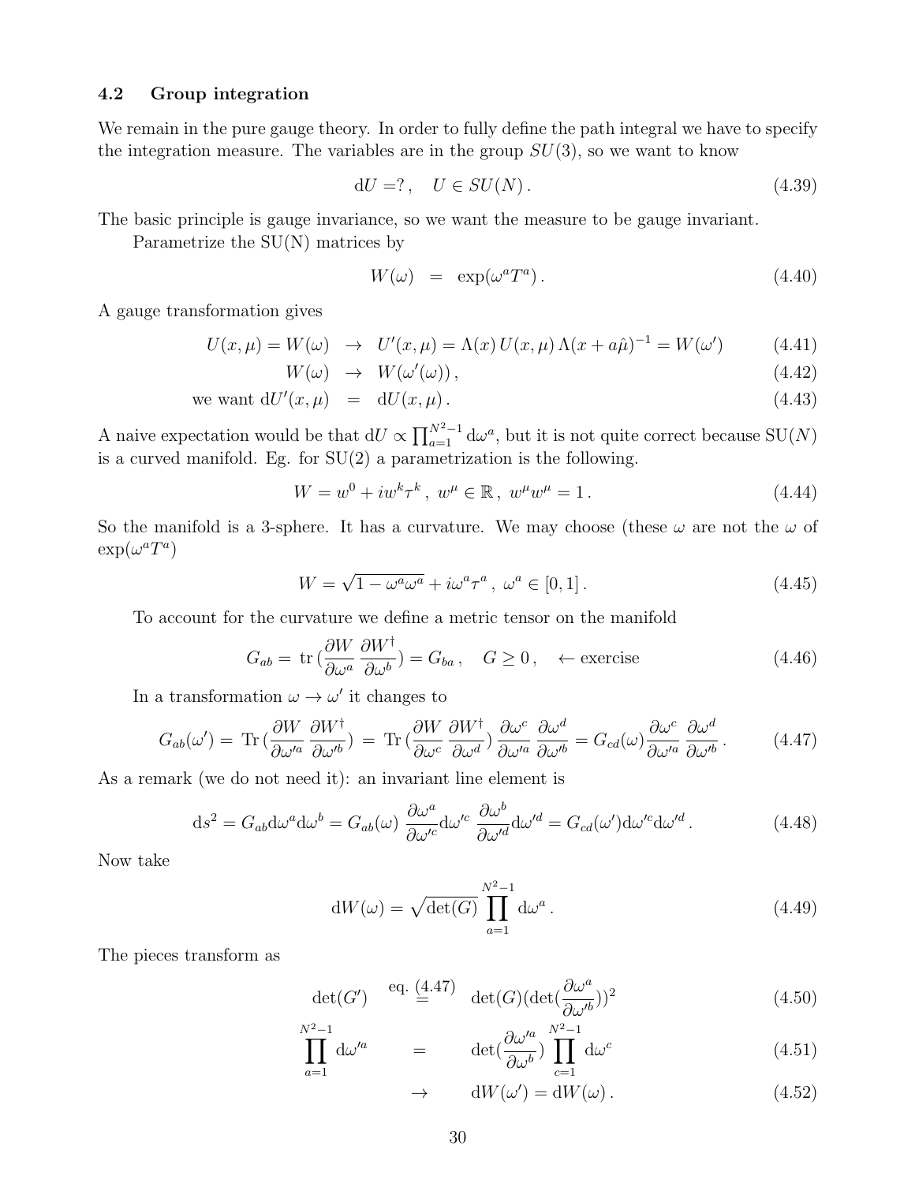### 4.2 Group integration

We remain in the pure gauge theory. In order to fully define the path integral we have to specify the integration measure. The variables are in the group $SU(3)$, so we want to know

$$\mathrm{d}U = ?\,, \quad U \in SU(N)\,. \tag{4.39}$$

The basic principle is gauge invariance, so we want the measure to be gauge invariant.

Parametrize the SU(N) matrices by

$$W(\omega) \;=\; \exp(\omega^a T^a)\,. \tag{4.40}$$

A gauge transformation gives

$$U(x,\mu) = W(\omega) \;\rightarrow\; U'(x,\mu) = \Lambda(x)\, U(x,\mu)\, \Lambda(x+a\hat{\mu})^{-1} = W(\omega') \tag{4.41}$$

$$W(\omega) \;\rightarrow\; W(\omega'(\omega))\,, \tag{4.42}$$

$$\text{we want } \mathrm{d}U'(x,\mu) \;=\; \mathrm{d}U(x,\mu)\,. \tag{4.43}$$

A naive expectation would be that $\mathrm{d}U \propto \prod_{a=1}^{N^2-1} \mathrm{d}\omega^a$, but it is not quite correct because $\mathrm{SU}(N)$ is a curved manifold. Eg. for SU(2) a parametrization is the following.

$$W = w^0 + i w^k \tau^k\,,\; w^\mu \in \mathbb{R}\,,\; w^\mu w^\mu = 1\,. \tag{4.44}$$

So the manifold is a 3-sphere. It has a curvature. We may choose (these $\omega$ are not the $\omega$ of $\exp(\omega^a T^a)$

$$W = \sqrt{1-\omega^a\omega^a} + i\omega^a \tau^a\,,\; \omega^a \in [0,1]\,. \tag{4.45}$$

To account for the curvature we define a metric tensor on the manifold

$$G_{ab} = \,\mathrm{tr}\,(\frac{\partial W}{\partial \omega^a}\,\frac{\partial W^\dagger}{\partial \omega^b}) = G_{ba}\,, \quad G \geq 0\,, \quad \leftarrow \text{exercise} \tag{4.46}$$

In a transformation $\omega \to \omega'$ it changes to

$$G_{ab}(\omega') = \,\mathrm{Tr}\,(\frac{\partial W}{\partial \omega'^a}\,\frac{\partial W^\dagger}{\partial \omega'^b}) \,=\, \mathrm{Tr}\,(\frac{\partial W}{\partial \omega^c}\,\frac{\partial W^\dagger}{\partial \omega^d})\,\frac{\partial \omega^c}{\partial \omega'^a}\,\frac{\partial \omega^d}{\partial \omega'^b} = G_{cd}(\omega)\frac{\partial \omega^c}{\partial \omega'^a}\,\frac{\partial \omega^d}{\partial \omega'^b}\,. \tag{4.47}$$

As a remark (we do not need it): an invariant line element is

$$\mathrm{d}s^2 = G_{ab}\mathrm{d}\omega^a \mathrm{d}\omega^b = G_{ab}(\omega)\,\frac{\partial \omega^a}{\partial \omega'^c}\mathrm{d}\omega'^c\,\frac{\partial \omega^b}{\partial \omega'^d}\mathrm{d}\omega'^d = G_{cd}(\omega')\mathrm{d}\omega'^c \mathrm{d}\omega'^d\,. \tag{4.48}$$

Now take

$$\mathrm{d}W(\omega) = \sqrt{\det(G)}\,\prod_{a=1}^{N^2-1}\mathrm{d}\omega^a\,. \tag{4.49}$$

The pieces transform as

$$\det(G') \;\stackrel{\text{eq. (4.47)}}{=}\; \det(G)(\det(\frac{\partial \omega^a}{\partial \omega'^b}))^2 \tag{4.50}$$

$$\prod_{a=1}^{N^2-1}\mathrm{d}\omega'^a \;=\; \det(\frac{\partial \omega'^a}{\partial \omega^b})\,\prod_{c=1}^{N^2-1}\mathrm{d}\omega^c \tag{4.51}$$

$$\rightarrow \quad \mathrm{d}W(\omega') = \mathrm{d}W(\omega)\,. \tag{4.52}$$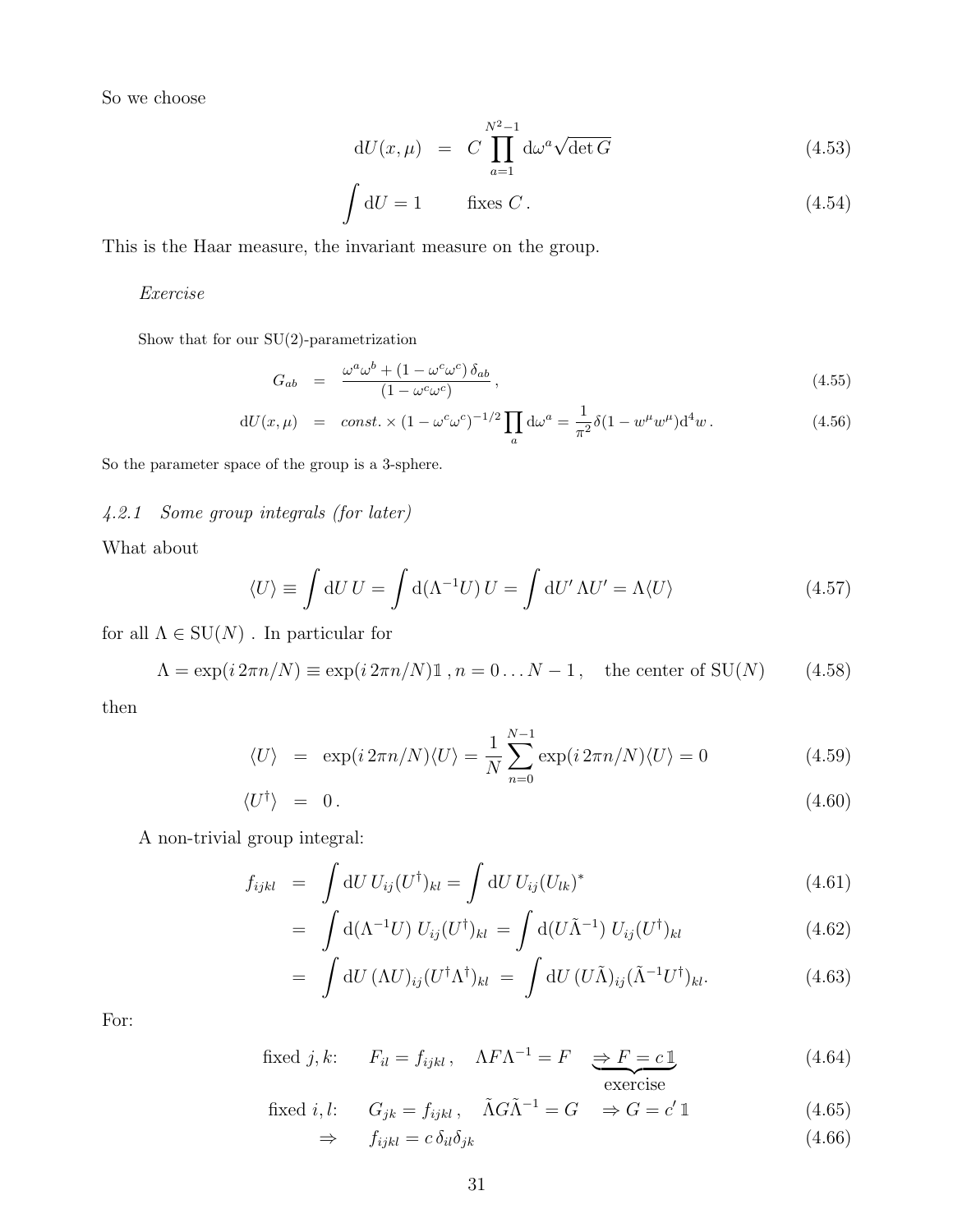So we choose

$$
\begin{aligned}
\mathrm{d}U(x,\mu) &= C\prod_{a=1}^{N^2-1}\mathrm{d}\omega^a\sqrt{\det G} && (4.53)\\
\int \mathrm{d}U = 1 & \qquad \text{fixes } C\,. && (4.54)
\end{aligned}
$$

This is the Haar measure, the invariant measure on the group.

*Exercise*

Show that for our SU(2)-parametrization

$$
\begin{aligned}
G_{ab} &= \frac{\omega^a\omega^b + (1-\omega^c\omega^c)\,\delta_{ab}}{(1-\omega^c\omega^c)}\,, && (4.55)\\
\mathrm{d}U(x,\mu) &= \textit{const.}\times(1-\omega^c\omega^c)^{-1/2}\prod_a \mathrm{d}\omega^a = \frac{1}{\pi^2}\delta(1-w^\mu w^\mu)\mathrm{d}^4w\,. && (4.56)
\end{aligned}
$$

So the parameter space of the group is a 3-sphere.

### *4.2.1 Some group integrals (for later)*

What about

$$
\langle U\rangle \equiv \int \mathrm{d}U\,U = \int \mathrm{d}(\Lambda^{-1}U)\,U = \int \mathrm{d}U'\,\Lambda U' = \Lambda\langle U\rangle \qquad (4.57)
$$

for all $\Lambda\in\mathrm{SU}(N)$ . In particular for

$$
\Lambda = \exp(i\,2\pi n/N) \equiv \exp(i\,2\pi n/N)\mathbb{1}\,, n=0\ldots N-1\,, \quad \text{the center of SU}(N) \qquad (4.58)
$$

then

$$
\begin{aligned}
\langle U\rangle &= \exp(i\,2\pi n/N)\langle U\rangle = \frac{1}{N}\sum_{n=0}^{N-1}\exp(i\,2\pi n/N)\langle U\rangle = 0 && (4.59)\\
\langle U^\dagger\rangle &= 0\,. && (4.60)
\end{aligned}
$$

A non-trivial group integral:

$$
\begin{aligned}
f_{ijkl} &= \int \mathrm{d}U\,U_{ij}(U^\dagger)_{kl} = \int \mathrm{d}U\,U_{ij}(U_{lk})^* && (4.61)\\
&= \int \mathrm{d}(\Lambda^{-1}U)\;U_{ij}(U^\dagger)_{kl} = \int \mathrm{d}(U\tilde\Lambda^{-1})\;U_{ij}(U^\dagger)_{kl} && (4.62)\\
&= \int \mathrm{d}U\,(\Lambda U)_{ij}(U^\dagger\Lambda^\dagger)_{kl} = \int \mathrm{d}U\,(U\tilde\Lambda)_{ij}(\tilde\Lambda^{-1}U^\dagger)_{kl}. && (4.63)
\end{aligned}
$$

For:

$$
\begin{aligned}
\text{fixed } j,k: &\qquad F_{il} = f_{ijkl}\,, \quad \Lambda F\Lambda^{-1} = F \quad \underbrace{\Rightarrow F = c\,\mathbb{1}}_{\text{exercise}} && (4.64)\\
\text{fixed } i,l: &\qquad G_{jk} = f_{ijkl}\,, \quad \tilde\Lambda G\tilde\Lambda^{-1} = G \quad \Rightarrow G = c'\,\mathbb{1} && (4.65)\\
\Rightarrow &\qquad f_{ijkl} = c\,\delta_{il}\delta_{jk} && (4.66)
\end{aligned}
$$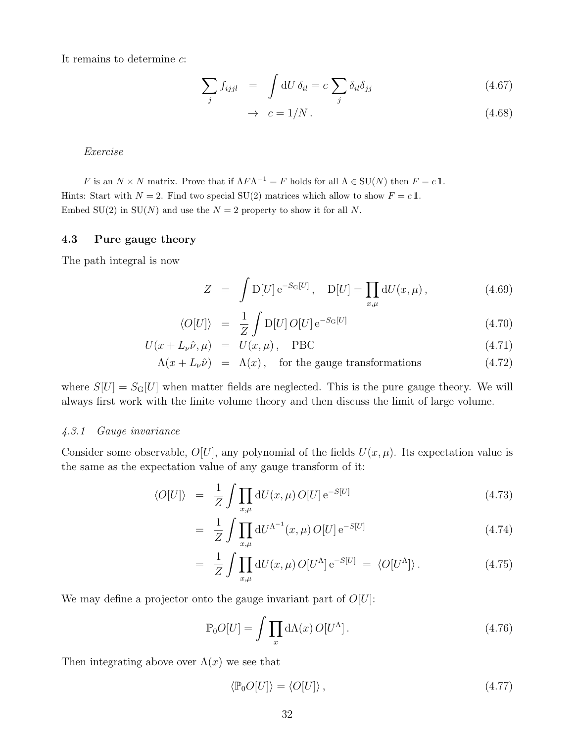It remains to determine $c$:

$$
\begin{aligned}
\sum_j f_{ijjl} &= \int \mathrm{d}U\, \delta_{il} = c \sum_j \delta_{il}\delta_{jj} & (4.67) \\
&\rightarrow \quad c = 1/N\,. & (4.68)
\end{aligned}
$$

*Exercise*

$F$ is an $N \times N$ matrix. Prove that if $\Lambda F \Lambda^{-1} = F$ holds for all $\Lambda \in \mathrm{SU}(N)$ then $F = c\,\mathbb{1}$.
Hints: Start with $N = 2$. Find two special SU(2) matrices which allow to show $F = c\,\mathbb{1}$.
Embed SU(2) in SU($N$) and use the $N = 2$ property to show it for all $N$.

### 4.3 Pure gauge theory

The path integral is now

$$
\begin{aligned}
Z &= \int \mathrm{D}[U]\, \mathrm{e}^{-S_{\mathrm{G}}[U]}\,, \quad \mathrm{D}[U] = \prod_{x,\mu} \mathrm{d}U(x,\mu)\,, & (4.69) \\
\langle O[U] \rangle &= \frac{1}{Z} \int \mathrm{D}[U]\, O[U]\, \mathrm{e}^{-S_{\mathrm{G}}[U]} & (4.70) \\
U(x + L_\nu \hat{\nu}, \mu) &= U(x,\mu)\,, \quad \text{PBC} & (4.71) \\
\Lambda(x + L_\nu \hat{\nu}) &= \Lambda(x)\,, \quad \text{for the gauge transformations} & (4.72)
\end{aligned}
$$

where $S[U] = S_{\mathrm{G}}[U]$ when matter fields are neglected. This is the pure gauge theory. We will always first work with the finite volume theory and then discuss the limit of large volume.

#### *4.3.1 Gauge invariance*

Consider some observable, $O[U]$, any polynomial of the fields $U(x,\mu)$. Its expectation value is the same as the expectation value of any gauge transform of it:

$$
\begin{aligned}
\langle O[U] \rangle &= \frac{1}{Z} \int \prod_{x,\mu} \mathrm{d}U(x,\mu)\, O[U]\, \mathrm{e}^{-S[U]} & (4.73) \\
&= \frac{1}{Z} \int \prod_{x,\mu} \mathrm{d}U^{\Lambda^{-1}}(x,\mu)\, O[U]\, \mathrm{e}^{-S[U]} & (4.74) \\
&= \frac{1}{Z} \int \prod_{x,\mu} \mathrm{d}U(x,\mu)\, O[U^\Lambda]\, \mathrm{e}^{-S[U]} \;=\; \langle O[U^\Lambda] \rangle\,. & (4.75)
\end{aligned}
$$

We may define a projector onto the gauge invariant part of $O[U]$:

$$
\mathbb{P}_0 O[U] = \int \prod_x \mathrm{d}\Lambda(x)\, O[U^\Lambda]\,. \qquad (4.76)
$$

Then integrating above over $\Lambda(x)$ we see that

$$
\langle \mathbb{P}_0 O[U] \rangle = \langle O[U] \rangle\,, \qquad (4.77)
$$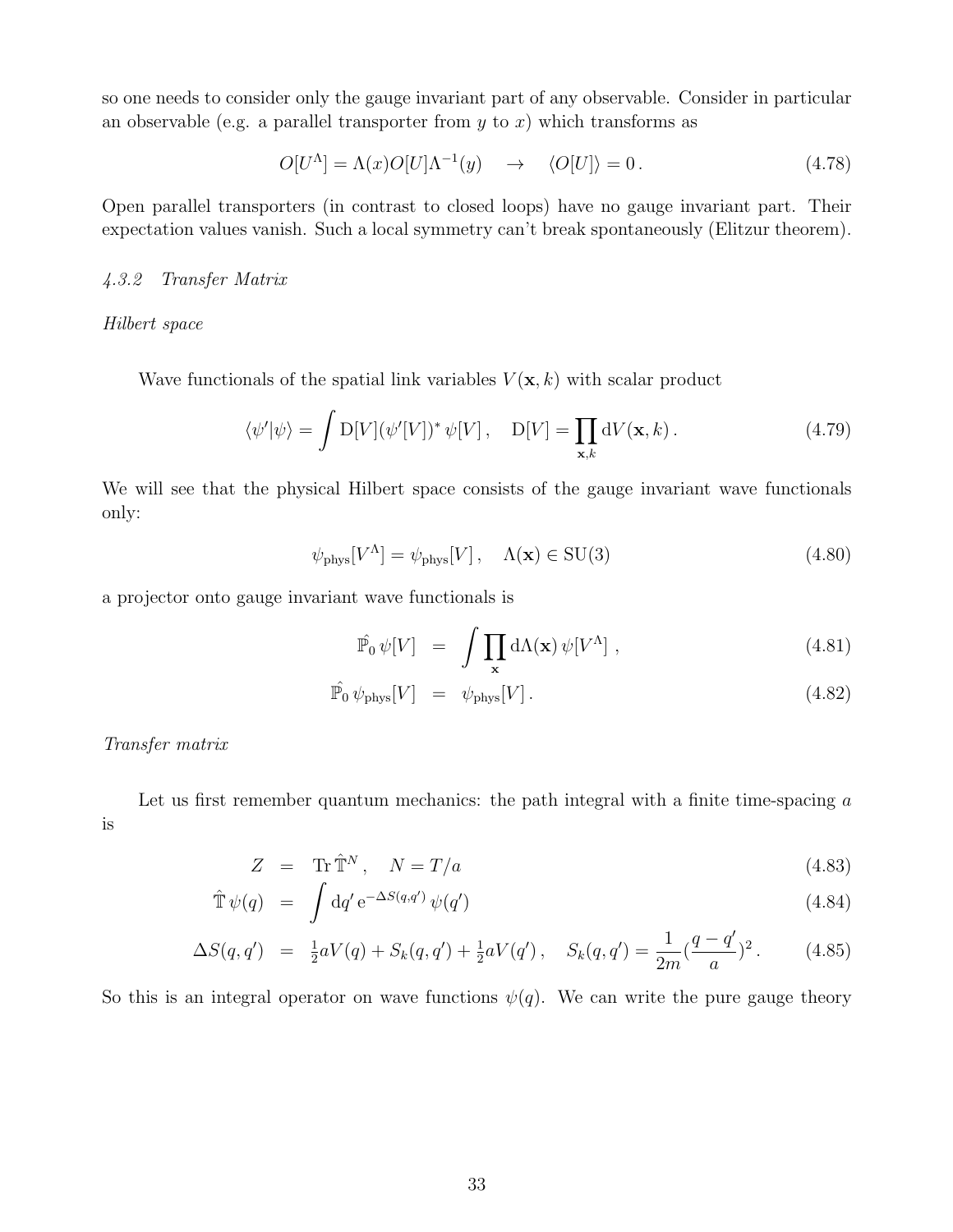so one needs to consider only the gauge invariant part of any observable. Consider in particular an observable (e.g. a parallel transporter from $y$ to $x$) which transforms as

$$O[U^\Lambda] = \Lambda(x) O[U] \Lambda^{-1}(y) \quad \rightarrow \quad \langle O[U] \rangle = 0\,. \tag{4.78}$$

Open parallel transporters (in contrast to closed loops) have no gauge invariant part. Their expectation values vanish. Such a local symmetry can't break spontaneously (Elitzur theorem).

### *4.3.2 Transfer Matrix*

*Hilbert space*

Wave functionals of the spatial link variables $V(\mathbf{x},k)$ with scalar product

$$\langle \psi' | \psi \rangle = \int \mathrm{D}[V] (\psi'[V])^* \, \psi[V]\,, \quad \mathrm{D}[V] = \prod_{\mathbf{x},k} \mathrm{d}V(\mathbf{x},k)\,. \tag{4.79}$$

We will see that the physical Hilbert space consists of the gauge invariant wave functionals only:

$$\psi_{\mathrm{phys}}[V^\Lambda] = \psi_{\mathrm{phys}}[V]\,, \quad \Lambda(\mathbf{x}) \in \mathrm{SU}(3) \tag{4.80}$$

a projector onto gauge invariant wave functionals is

$$\hat{\mathbb{P}}_0 \, \psi[V] \;=\; \int \prod_{\mathbf{x}} \mathrm{d}\Lambda(\mathbf{x}) \, \psi[V^\Lambda]\,, \tag{4.81}$$

$$\hat{\mathbb{P}}_0 \, \psi_{\mathrm{phys}}[V] \;=\; \psi_{\mathrm{phys}}[V]\,. \tag{4.82}$$

*Transfer matrix*

Let us first remember quantum mechanics: the path integral with a finite time-spacing $a$ is

$$Z \;=\; \mathrm{Tr}\, \hat{\mathbb{T}}^N\,, \quad N = T/a \tag{4.83}$$

$$\hat{\mathbb{T}} \, \psi(q) \;=\; \int \mathrm{d}q' \, \mathrm{e}^{-\Delta S(q,q')} \, \psi(q') \tag{4.84}$$

$$\Delta S(q,q') \;=\; \tfrac{1}{2} a V(q) + S_k(q,q') + \tfrac{1}{2} a V(q')\,, \quad S_k(q,q') = \frac{1}{2m} (\frac{q-q'}{a})^2\,. \tag{4.85}$$

So this is an integral operator on wave functions $\psi(q)$. We can write the pure gauge theory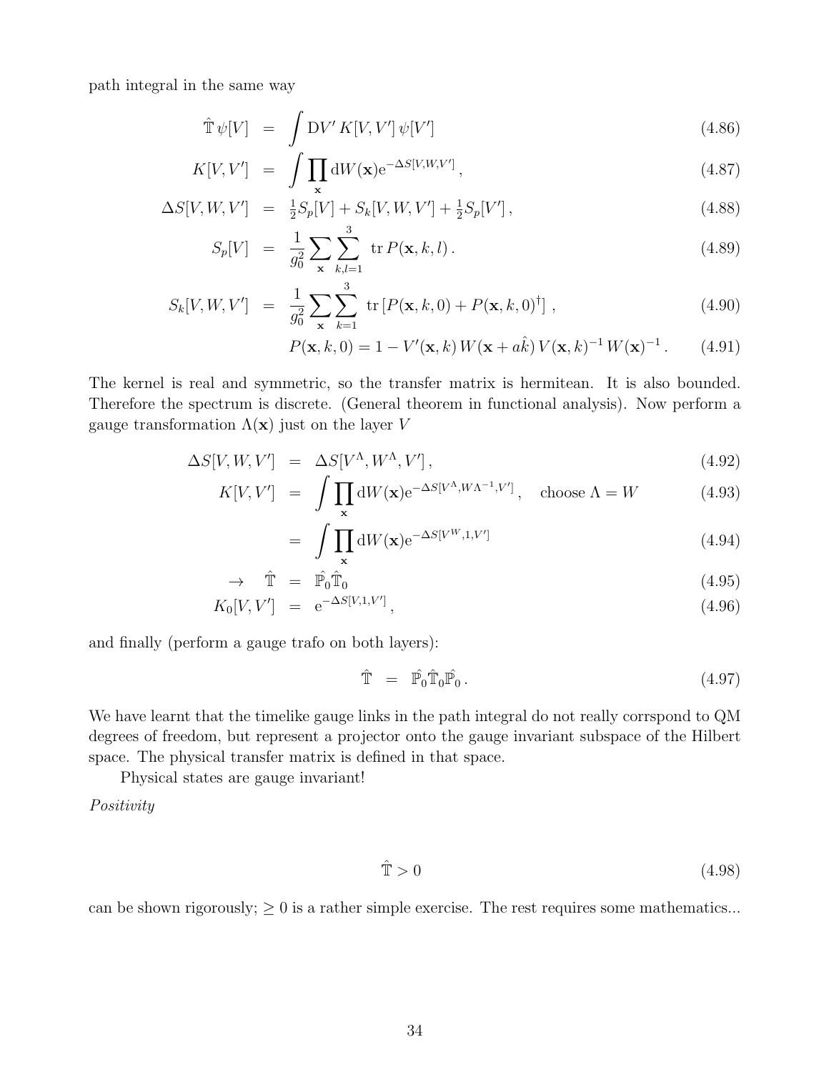path integral in the same way

$$\hat{\mathbb{T}}\,\psi[V] \;=\; \int \mathrm{D}V'\,K[V,V']\,\psi[V'] \tag{4.86}$$

$$K[V,V'] \;=\; \int \prod_{\mathbf{x}} \mathrm{d}W(\mathbf{x})\mathrm{e}^{-\Delta S[V,W,V']}\,, \tag{4.87}$$

$$\Delta S[V,W,V'] \;=\; \tfrac{1}{2}S_p[V] + S_k[V,W,V'] + \tfrac{1}{2}S_p[V']\,, \tag{4.88}$$

$$S_p[V] \;=\; \frac{1}{g_0^2}\sum_{\mathbf{x}}\sum_{k,l=1}^{3}\;\mathrm{tr}\,P(\mathbf{x},k,l)\,. \tag{4.89}$$

$$S_k[V,W,V'] \;=\; \frac{1}{g_0^2}\sum_{\mathbf{x}}\sum_{k=1}^{3}\;\mathrm{tr}\left[P(\mathbf{x},k,0)+P(\mathbf{x},k,0)^{\dagger}\right]\,, \tag{4.90}$$

$$P(\mathbf{x},k,0) = 1 - V'(\mathbf{x},k)\,W(\mathbf{x}+a\hat{k})\,V(\mathbf{x},k)^{-1}\,W(\mathbf{x})^{-1}\,. \tag{4.91}$$

The kernel is real and symmetric, so the transfer matrix is hermitean. It is also bounded. Therefore the spectrum is discrete. (General theorem in functional analysis). Now perform a gauge transformation $\Lambda(\mathbf{x})$ just on the layer $V$

$$\Delta S[V,W,V'] \;=\; \Delta S[V^{\Lambda},W^{\Lambda},V']\,, \tag{4.92}$$

$$K[V,V'] \;=\; \int \prod_{\mathbf{x}} \mathrm{d}W(\mathbf{x})\mathrm{e}^{-\Delta S[V^{\Lambda},W\Lambda^{-1},V']}\,, \quad \text{choose } \Lambda = W \tag{4.93}$$

$$= \int \prod_{\mathbf{x}} \mathrm{d}W(\mathbf{x})\mathrm{e}^{-\Delta S[V^{W},1,V']} \tag{4.94}$$

$$\rightarrow \quad \hat{\mathbb{T}} \;=\; \hat{\mathbb{P}}_0\hat{\mathbb{T}}_0 \tag{4.95}$$

$$K_0[V,V'] \;=\; \mathrm{e}^{-\Delta S[V,1,V']}\,, \tag{4.96}$$

and finally (perform a gauge trafo on both layers):

$$\hat{\mathbb{T}} \;=\; \hat{\mathbb{P}}_0\hat{\mathbb{T}}_0\hat{\mathbb{P}}_0\,. \tag{4.97}$$

We have learnt that the timelike gauge links in the path integral do not really corrspond to QM degrees of freedom, but represent a projector onto the gauge invariant subspace of the Hilbert space. The physical transfer matrix is defined in that space.

Physical states are gauge invariant!

*Positivity*

$$\hat{\mathbb{T}} > 0 \tag{4.98}$$

can be shown rigorously; $\geq 0$ is a rather simple exercise. The rest requires some mathematics...